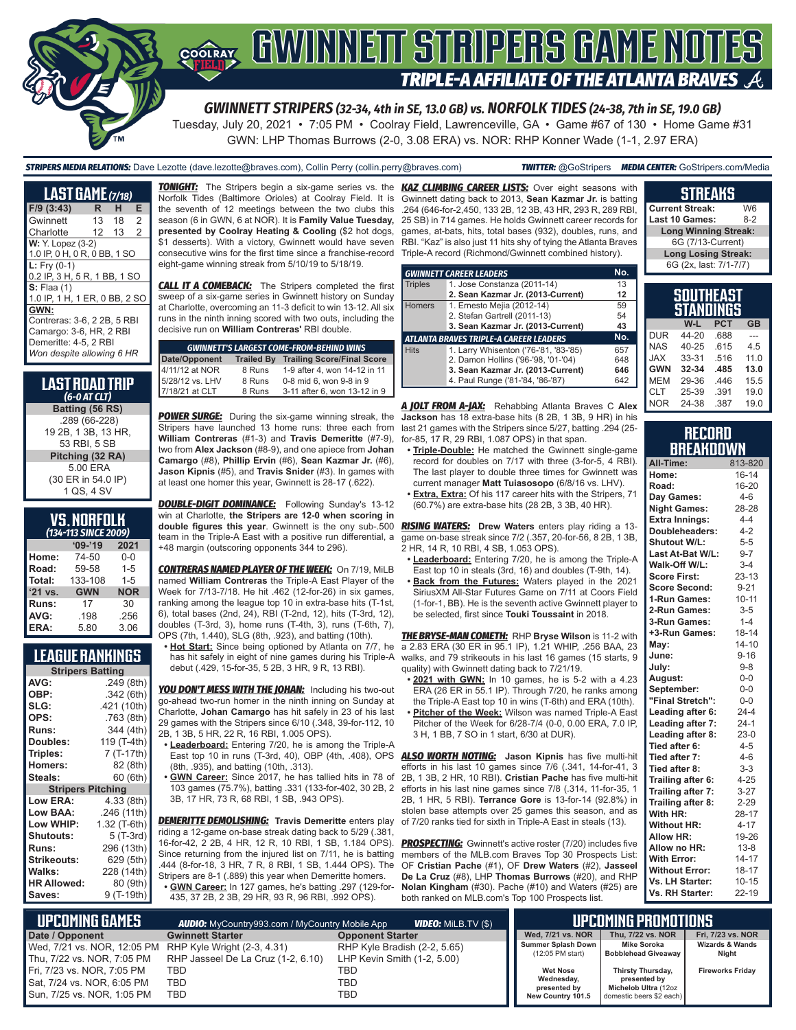# GWINNETT STRIPERS GAME NOTES

## TRIPLE-A AFFILIATE OF THE ATLANTA BRAVES

### GWINNETT STRIPERS (32-34, 4th in SE, 13.0 GB) vs. NORFOLK TIDES (24-38, 7th in SE, 19.0 GB)

Tuesday, July 20, 2021 • 7:05 PM • Coolray Field, Lawrenceville, GA • Game #67 of 130 • Home Game #31

GWN: LHP Thomas Burrows (2-0, 3.08 ERA) vs. NOR: RHP Konner Wade (1-1, 2.97 ERA)

**STRIPERS MEDIA RELATIONS:** Dave Lezotte (dave.lezotte@braves.com), Collin Perry (collin.perry@braves.com) **TWITTER:** @GoStripers **MEDIA CENTER:** GoStripers.com/Media

## LAST GAME (7/18)

| F/9 (3:43) | R | H | E |
|---|---|---|---|
| Gwinnett | 13 | 18 | 2 |
| Charlotte | 12 | 13 | 2 |

**W:** Y. Lopez (3-2)
1.0 IP, 0 H, 0 R, 0 BB, 1 SO

**L:** Fry (0-1)
0.2 IP, 3 H, 5 R, 1 BB, 1 SO

**S:** Flaa (1)
1.0 IP, 1 H, 1 ER, 0 BB, 2 SO

**GWN:**
Contreras: 3-6, 2 2B, 5 RBI
Camargo: 3-6, HR, 2 RBI
Demeritte: 4-5, 2 RBI
*Won despite allowing 6 HR*

## LAST ROAD TRIP (6-0 AT CLT)

**Batting (56 RS)**
.289 (66-228)
19 2B, 1 3B, 13 HR,
53 RBI, 5 SB

**Pitching (32 RA)**
5.00 ERA
(30 ER in 54.0 IP)
1 QS, 4 SV

## VS. NORFOLK (134-113 SINCE 2009)

| | '09-'19 | 2021 |
|---|---|---|
| Home: | 74-50 | 0-0 |
| Road: | 59-58 | 1-5 |
| Total: | 133-108 | 1-5 |
| '21 vs. | GWN | NOR |
| Runs: | 17 | 30 |
| AVG: | .198 | .256 |
| ERA: | 5.80 | 3.06 |

## LEAGUE RANKINGS

| Stripers Batting | |
|---|---|
| AVG: | .249 (8th) |
| OBP: | .342 (6th) |
| SLG: | .421 (10th) |
| OPS: | .763 (8th) |
| Runs: | 344 (4th) |
| Doubles: | 119 (T-4th) |
| Triples: | 7 (T-17th) |
| Homers: | 82 (8th) |
| Steals: | 60 (6th) |
| **Stripers Pitching** | |
| Low ERA: | 4.33 (8th) |
| Low BAA: | .246 (11th) |
| Low WHIP: | 1.32 (T-6th) |
| Shutouts: | 5 (T-3rd) |
| Runs: | 296 (13th) |
| Strikeouts: | 629 (5th) |
| Walks: | 228 (14th) |
| HR Allowed: | 80 (9th) |
| Saves: | 9 (T-19th) |

**TONIGHT:** The Stripers begin a six-game series vs. the Norfolk Tides (Baltimore Orioles) at Coolray Field. It is the seventh of 12 meetings between the two clubs this season (6 in GWN, 6 at NOR). It is **Family Value Tuesday, presented by Coolray Heating & Cooling** ($2 hot dogs, $1 desserts). With a victory, Gwinnett would have seven consecutive wins for the first time since a franchise-record eight-game winning streak from 5/10/19 to 5/18/19.

**CALL IT A COMEBACK:** The Stripers completed the first sweep of a six-game series in Gwinnett history on Sunday at Charlotte, overcoming an 11-3 deficit to win 13-12. All six runs in the ninth inning scored with two outs, including the decisive run on **William Contreras'** RBI double.

| GWINNETT'S LARGEST COME-FROM-BEHIND WINS | | |
|---|---|---|
| Date/Opponent | Trailed By | Trailing Score/Final Score |
| 4/11/12 at NOR | 8 Runs | 1-9 after 4, won 14-12 in 11 |
| 5/28/12 vs. LHV | 8 Runs | 0-8 mid 6, won 9-8 in 9 |
| 7/18/21 at CLT | 8 Runs | 3-11 after 6, won 13-12 in 9 |

**POWER SURGE:** During the six-game winning streak, the Stripers have launched 13 home runs: three each from **William Contreras** (#1-3) and **Travis Demeritte** (#7-9), two from **Alex Jackson** (#8-9), and one apiece from **Johan Camargo** (#8), **Phillip Ervin** (#6), **Sean Kazmar Jr.** (#6), **Jason Kipnis** (#5), and **Travis Snider** (#3). In games with at least one home run this year, Gwinnett is 28-17 (.622).

**DOUBLE-DIGIT DOMINANCE:** Following Sunday's 13-12 win at Charlotte, **the Stripers are 12-0 when scoring in double figures this year**. Gwinnett is the ony sub-.500 team in the Triple-A East with a positive run differential, a +48 margin (outscoring opponents 344 to 296).

**CONTRERAS NAMED PLAYER OF THE WEEK:** On 7/19, MiLB named **William Contreras** the Triple-A East Player of the Week for 7/13-7/18. He hit .462 (12-for-26) in six games, ranking among the league top 10 in extra-base hits (T-1st, 6), total bases (2nd, 24), RBI (T-2nd, 12), hits (T-3rd, 12), doubles (T-3rd, 3), home runs (T-4th, 3), runs (T-6th, 7), OPS (7th, 1.440), SLG (8th, .923), and batting (10th).

- **Hot Start:** Since being optioned by Atlanta on 7/7, he has hit safely in eight of nine games during his Triple-A debut (.429, 15-for-35, 5 2B, 3 HR, 9 R, 13 RBI).

**YOU DON'T MESS WITH THE JOHAN:** Including his two-out go-ahead two-run homer in the ninth inning on Sunday at Charlotte, **Johan Camargo** has hit safely in 23 of his last 29 games with the Stripers since 6/10 (.348, 39-for-112, 10 2B, 1 3B, 5 HR, 22 R, 16 RBI, 1.005 OPS).

- **Leaderboard:** Entering 7/20, he is among the Triple-A East top 10 in runs (T-3rd, 40), OBP (4th, .408), OPS (8th, .935), and batting (10th, .313).
- **GWN Career:** Since 2017, he has tallied hits in 78 of 103 games (75.7%), batting .331 (133-for-402, 30 2B, 2 3B, 17 HR, 73 R, 68 RBI, 1 SB, .943 OPS).

**DEMERITTE DEMOLISHING:** **Travis Demeritte** enters play riding a 12-game on-base streak dating back to 5/29 (.381, 16-for-42, 2 2B, 4 HR, 12 R, 10 RBI, 1 SB, 1.184 OPS). Since returning from the injured list on 7/11, he is batting .444 (8-for-18, 3 HR, 7 R, 8 RBI, 1 SB, 1.444 OPS). The Stripers are 8-1 (.889) this year when Demeritte homers.

- **GWN Career:** In 127 games, he's batting .297 (129-for-435, 37 2B, 2 3B, 29 HR, 93 R, 96 RBI, .992 OPS).

**KAZ CLIMBING CAREER LISTS:** Over eight seasons with Gwinnett dating back to 2013, **Sean Kazmar Jr.** is batting .264 (646-for-2,450, 133 2B, 12 3B, 43 HR, 293 R, 289 RBI, 25 SB) in 714 games. He holds Gwinnett career records for games, at-bats, hits, total bases (932), doubles, runs, and RBI. "Kaz" is also just 11 hits shy of tying the Atlanta Braves Triple-A record (Richmond/Gwinnett combined history).

| GWINNETT CAREER LEADERS | | No. |
|---|---|---|
| Triples | 1. Jose Constanza (2011-14) | 13 |
| | **2. Sean Kazmar Jr. (2013-Current)** | **12** |
| Homers | 1. Ernesto Mejia (2012-14) | 59 |
| | 2. Stefan Gartrell (2011-13) | 54 |
| | **3. Sean Kazmar Jr. (2013-Current)** | **43** |
| **ATLANTA BRAVES TRIPLE-A CAREER LEADERS** | | **No.** |
| Hits | 1. Larry Whisenton ('76-'81, '83-'85) | 657 |
| | 2. Damon Hollins ('96-'98, '01-'04) | 648 |
| | **3. Sean Kazmar Jr. (2013-Current)** | **646** |
| | 4. Paul Runge ('81-'84, '86-'87) | 642 |

**A JOLT FROM A-JAX:** Rehabbing Atlanta Braves C **Alex Jackson** has 18 extra-base hits (8 2B, 1 3B, 9 HR) in his last 21 games with the Stripers since 5/27, batting .294 (25-for-85, 17 R, 29 RBI, 1.087 OPS) in that span.

- **Triple-Double:** He matched the Gwinnett single-game record for doubles on 7/17 with three (3-for-5, 4 RBI). The last player to double three times for Gwinnett was current manager **Matt Tuiasosopo** (6/8/16 vs. LHV).
- **Extra, Extra:** Of his 117 career hits with the Stripers, 71 (60.7%) are extra-base hits (28 2B, 3 3B, 40 HR).

**RISING WATERS:** **Drew Waters** enters play riding a 13-game on-base streak since 7/2 (.357, 20-for-56, 8 2B, 1 3B, 2 HR, 14 R, 10 RBI, 4 SB, 1.053 OPS).

- **Leaderboard:** Entering 7/20, he is among the Triple-A East top 10 in steals (3rd, 16) and doubles (T-9th, 14).
- **Back from the Futures:** Waters played in the 2021 SiriusXM All-Star Futures Game on 7/11 at Coors Field (1-for-1, BB). He is the seventh active Gwinnett player to be selected, first since **Touki Toussaint** in 2018.

**THE BRYSE-MAN COMETH:** RHP **Bryse Wilson** is 11-2 with a 2.83 ERA (30 ER in 95.1 IP), 1.21 WHIP, .256 BAA, 23 walks, and 79 strikeouts in his last 16 games (15 starts, 9 quality) with Gwinnett dating back to 7/21/19.

- **2021 with GWN:** In 10 games, he is 5-2 with a 4.23 ERA (26 ER in 55.1 IP). Through 7/20, he ranks among the Triple-A East top 10 in wins (T-6th) and ERA (10th).
- **Pitcher of the Week:** Wilson was named Triple-A East Pitcher of the Week for 6/28-7/4 (0-0, 0.00 ERA, 7.0 IP, 3 H, 1 BB, 7 SO in 1 start, 6/30 at DUR).

**ALSO WORTH NOTING:** **Jason Kipnis** has five multi-hit efforts in his last 10 games since 7/6 (.341, 14-for-41, 3 2B, 1 3B, 2 HR, 10 RBI). **Cristian Pache** has five multi-hit efforts in his last nine games since 7/8 (.314, 11-for-35, 1 2B, 1 HR, 5 RBI). **Terrance Gore** is 13-for-14 (92.8%) in stolen base attempts over 25 games this season, and as of 7/20 ranks tied for sixth in Triple-A East in steals (13).

**PROSPECTING:** Gwinnett's active roster (7/20) includes five members of the MLB.com Braves Top 30 Prospects List: OF **Cristian Pache** (#1), OF **Drew Waters** (#2), **Jasseel De La Cruz** (#8), LHP **Thomas Burrows** (#20), and RHP **Nolan Kingham** (#30). Pache (#10) and Waters (#25) are both ranked on MLB.com's Top 100 Prospects List.

## STREAKS

| | |
|---|---|
| Current Streak: | W6 |
| Last 10 Games: | 8-2 |
| **Long Winning Streak:** | |
| 6G (7/13-Current) | |
| **Long Losing Streak:** | |
| 6G (2x, last: 7/1-7/7) | |

## SOUTHEAST STANDINGS

| | W-L | PCT | GB |
|---|---|---|---|
| DUR | 44-20 | .688 | --- |
| NAS | 40-25 | .615 | 4.5 |
| JAX | 33-31 | .516 | 11.0 |
| **GWN** | **32-34** | **.485** | **13.0** |
| MEM | 29-36 | .446 | 15.5 |
| CLT | 25-39 | .391 | 19.0 |
| NOR | 24-38 | .387 | 19.0 |

## RECORD BREAKDOWN

| | |
|---|---|
| **All-Time:** | 813-820 |
| **Home:** | 16-14 |
| **Road:** | 16-20 |
| **Day Games:** | 4-6 |
| **Night Games:** | 28-28 |
| **Extra Innings:** | 4-4 |
| **Doubleheaders:** | 4-2 |
| **Shutout W/L:** | 5-5 |
| **Last At-Bat W/L:** | 9-7 |
| **Walk-Off W/L:** | 3-4 |
| **Score First:** | 23-13 |
| **Score Second:** | 9-21 |
| **1-Run Games:** | 10-11 |
| **2-Run Games:** | 3-5 |
| **3-Run Games:** | 1-4 |
| **+3-Run Games:** | 18-14 |
| **May:** | 14-10 |
| **June:** | 9-16 |
| **July:** | 9-8 |
| **August:** | 0-0 |
| **September:** | 0-0 |
| **"Final Stretch":** | 0-0 |
| **Leading after 6:** | 24-4 |
| **Leading after 7:** | 24-1 |
| **Leading after 8:** | 23-0 |
| **Tied after 6:** | 4-5 |
| **Tied after 7:** | 4-6 |
| **Tied after 8:** | 3-3 |
| **Trailing after 6:** | 4-25 |
| **Trailing after 7:** | 3-27 |
| **Trailing after 8:** | 2-29 |
| **With HR:** | 28-17 |
| **Without HR:** | 4-17 |
| **Allow HR:** | 19-26 |
| **Allow no HR:** | 13-8 |
| **With Error:** | 14-17 |
| **Without Error:** | 18-17 |
| **Vs. LH Starter:** | 10-15 |
| **Vs. RH Starter:** | 22-19 |

## UPCOMING GAMES

**AUDIO:** MyCountry993.com / MyCountry Mobile App **VIDEO:** MiLB.TV ($)

| Date / Opponent | Gwinnett Starter | Opponent Starter |
|---|---|---|
| Wed, 7/21 vs. NOR, 12:05 PM | RHP Kyle Wright (2-3, 4.31) | RHP Kyle Bradish (2-2, 5.65) |
| Thu, 7/22 vs. NOR, 7:05 PM | RHP Jasseel De La Cruz (1-2, 6.10) | LHP Kevin Smith (1-2, 5.00) |
| Fri, 7/23 vs. NOR, 7:05 PM | TBD | TBD |
| Sat, 7/24 vs. NOR, 6:05 PM | TBD | TBD |
| Sun, 7/25 vs. NOR, 1:05 PM | TBD | TBD |

## UPCOMING PROMOTIONS

| Wed, 7/21 vs. NOR | Thu, 7/22 vs. NOR | Fri, 7/23 vs. NOR |
|---|---|---|
| **Summer Splash Down** (12:05 PM start) | **Mike Soroka Bobblehead Giveaway** | **Wizards & Wands Night** |
| **Wet Nose Wednesday, presented by New Country 101.5** | **Thirsty Thursday, presented by Michelob Ultra** (12oz domestic beers $2 each) | **Fireworks Friday** |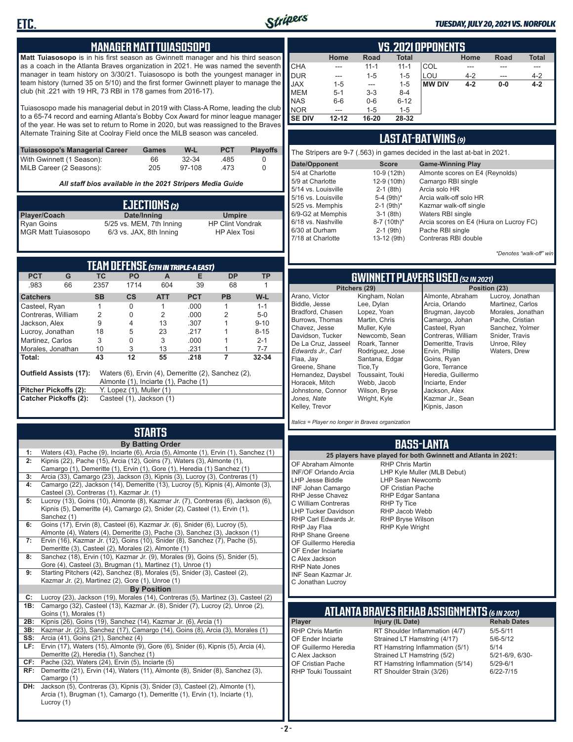## MANAGER MATT TUIASOSOPO

**Matt Tuiasosopo** is in his first season as Gwinnett manager and his third season as a coach in the Atlanta Braves organization in 2021. He was named the seventh manager in team history on 3/30/21. Tuiasosopo is both the youngest manager in team history (turned 35 on 5/10) and the first former Gwinnett player to manage the club (hit .221 with 19 HR, 73 RBI in 178 games from 2016-17).

Tuiasosopo made his managerial debut in 2019 with Class-A Rome, leading the club to a 65-74 record and earning Atlanta's Bobby Cox Award for minor league manager of the year. He was set to return to Rome in 2020, but was reassigned to the Braves Alternate Training Site at Coolray Field once the MiLB season was canceled.

| Tuiasosopo's Managerial Career | Games | W-L | PCT | Playoffs |
|---|---|---|---|---|
| With Gwinnett (1 Season): | 66 | 32-34 | .485 | 0 |
| MiLB Career (2 Seasons): | 205 | 97-108 | .473 | 0 |

*All staff bios available in the 2021 Stripers Media Guide*

## EJECTIONS (2)

| Player/Coach | Date/Inning | Umpire |
|---|---|---|
| Ryan Goins | 5/25 vs. MEM, 7th Inning | HP Clint Vondrak |
| MGR Matt Tuiasosopo | 6/3 vs. JAX, 8th Inning | HP Alex Tosi |

## TEAM DEFENSE (5TH IN TRIPLE-A EAST)

| PCT | G | TC | PO | A | E | DP | TP |
|---|---|---|---|---|---|---|---|
| .983 | 66 | 2357 | 1714 | 604 | 39 | 68 | 1 |

| Catchers | SB | CS | ATT | PCT | PB | W-L |
|---|---|---|---|---|---|---|
| Casteel, Ryan | 1 | 0 | 1 | .000 | 1 | 1-1 |
| Contreras, William | 2 | 0 | 2 | .000 | 2 | 5-0 |
| Jackson, Alex | 9 | 4 | 13 | .307 | 1 | 9-10 |
| Lucroy, Jonathan | 18 | 5 | 23 | .217 | 1 | 8-15 |
| Martinez, Carlos | 3 | 0 | 3 | .000 | 1 | 2-1 |
| Morales, Jonathan | 10 | 3 | 13 | .231 | 1 | 7-7 |
| **Total:** | **43** | **12** | **55** | **.218** | **7** | **32-34** |

**Outfield Assists (17):** Waters (6), Ervin (4), Demeritte (2), Sanchez (2), Almonte (1), Inciarte (1), Pache (1)

**Pitcher Pickoffs (2):** Y. Lopez (1), Muller (1)

**Catcher Pickoffs (2):** Casteel (1), Jackson (1)

## STARTS

**By Batting Order**

- **1:** Waters (43), Pache (9), Inciarte (6), Arcia (5), Almonte (1), Ervin (1), Sanchez (1)
- **2:** Kipnis (22), Pache (15), Arcia (12), Goins (7), Waters (3), Almonte (1), Camargo (1), Demeritte (1), Ervin (1), Gore (1), Heredia (1) Sanchez (1)
- **3:** Arcia (33), Camargo (23), Jackson (3), Kipnis (3), Lucroy (3), Contreras (1)
- **4:** Camargo (22), Jackson (14), Demeritte (13), Lucroy (5), Kipnis (4), Almonte (3), Casteel (3), Contreras (1), Kazmar Jr. (1)
- **5:** Lucroy (13), Goins (10), Almonte (8), Kazmar Jr. (7), Contreras (6), Jackson (6), Kipnis (5), Demeritte (4), Camargo (2), Snider (2), Casteel (1), Ervin (1), Sanchez (1)
- **6:** Goins (17), Ervin (8), Casteel (6), Kazmar Jr. (6), Snider (6), Lucroy (5), Almonte (4), Waters (4), Demeritte (3), Pache (3), Sanchez (3), Jackson (1)
- **7:** Ervin (16), Kazmar Jr. (12), Goins (10), Snider (8), Sanchez (7), Pache (5), Demeritte (3), Casteel (2), Morales (2), Almonte (1)
- **8:** Sanchez (18), Ervin (10), Kazmar Jr. (9), Morales (9), Goins (5), Snider (5), Gore (4), Casteel (3), Brugman (1), Martinez (1), Unroe (1)
- **9:** Starting Pitchers (42), Sanchez (8), Morales (5), Snider (3), Casteel (2), Kazmar Jr. (2), Martinez (2), Gore (1), Unroe (1)

**By Position**

- **C:** Lucroy (23), Jackson (19), Morales (14), Contreras (5), Martinez (3), Casteel (2)
- **1B:** Camargo (32), Casteel (13), Kazmar Jr. (8), Snider (7), Lucroy (2), Unroe (2), Goins (1), Morales (1)
- **2B:** Kipnis (26), Goins (19), Sanchez (14), Kazmar Jr. (6), Arcia (1)
- **3B:** Kazmar Jr. (23), Sanchez (17), Camargo (14), Goins (8), Arcia (3), Morales (1)
- **SS:** Arcia (41), Goins (21), Sanchez (4)
- **LF:** Ervin (17), Waters (15), Almonte (9), Gore (6), Snider (6), Kipnis (5), Arcia (4), Demeritte (2), Heredia (1), Sanchez (1)
- **CF:** Pache (32), Waters (24), Ervin (5), Inciarte (5)
- **RF:** Demeritte (21), Ervin (14), Waters (11), Almonte (8), Snider (8), Sanchez (3), Camargo (1)
- **DH:** Jackson (5), Contreras (3), Kipnis (3), Snider (3), Casteel (2), Almonte (1), Arcia (1), Brugman (1), Camargo (1), Demeritte (1), Ervin (1), Inciarte (1), Lucroy (1)

## VS. 2021 OPPONENTS

| | Home | Road | Total | | Home | Road | Total |
|---|---|---|---|---|---|---|---|
| CHA | --- | 11-1 | 11-1 | COL | --- | --- | --- |
| DUR | --- | 1-5 | 1-5 | LOU | 4-2 | --- | 4-2 |
| JAX | 1-5 | --- | 1-5 | **MW DIV** | **4-2** | **0-0** | **4-2** |
| MEM | 5-1 | 3-3 | 8-4 | | | | |
| NAS | 6-6 | 0-6 | 6-12 | | | | |
| NOR | --- | 1-5 | 1-5 | | | | |
| **SE DIV** | **12-12** | **16-20** | **28-32** | | | | |

## LAST AT-BAT WINS (9)

The Stripers are 9-7 (.563) in games decided in the last at-bat in 2021.

| Date/Opponent | Score | Game-Winning Play |
|---|---|---|
| 5/4 at Charlotte | 10-9 (12th) | Almonte scores on E4 (Reynolds) |
| 5/9 at Charlotte | 12-9 (10th) | Camargo RBI single |
| 5/14 vs. Louisville | 2-1 (8th) | Arcia solo HR |
| 5/16 vs. Louisville | 5-4 (9th)* | Arcia walk-off solo HR |
| 5/25 vs. Memphis | 2-1 (9th)* | Kazmar walk-off single |
| 6/9-G2 at Memphis | 3-1 (8th) | Waters RBI single |
| 6/18 vs. Nashville | 8-7 (10th)* | Arcia scores on E4 (Hiura on Lucroy FC) |
| 6/30 at Durham | 2-1 (9th) | Pache RBI single |
| 7/18 at Charlotte | 13-12 (9th) | Contreras RBI double |

*\*Denotes "walk-off" win*

## GWINNETT PLAYERS USED (52 IN 2021)

**Pitchers (29):** Arano, Victor; Biddle, Jesse; Bradford, Chasen; Burrows, Thomas; Chavez, Jesse; Davidson, Tucker; De La Cruz, Jasseel; *Edwards Jr., Carl*; Flaa, Jay; Greene, Shane; Hernandez, Daysbel; Horacek, Mitch; Johnstone, Connor; *Jones, Nate*; Kelley, Trevor; Kingham, Nolan; Lee, Dylan; Lopez, Yoan; Martin, Chris; Muller, Kyle; Newcomb, Sean; Roark, Tanner; Rodriguez, Jose; Santana, Edgar; Tice,Ty; Toussaint, Touki; Webb, Jacob; Wilson, Bryse; Wright, Kyle

**Position (23):** Almonte, Abraham; Arcia, Orlando; Brugman, Jaycob; Camargo, Johan; Casteel, Ryan; Contreras, William; Demeritte, Travis; Ervin, Phillip; Goins, Ryan; Gore, Terrance; Heredia, Guillermo; Inciarte, Ender; Jackson, Alex; Kazmar Jr., Sean; Kipnis, Jason; Lucroy, Jonathan; Martinez, Carlos; Morales, Jonathan; Pache, Cristian; Sanchez, Yolmer; Snider, Travis; Unroe, Riley; Waters, Drew

*Italics = Player no longer in Braves organization*

## BASS-LANTA

**25 players have played for both Gwinnett and Atlanta in 2021:**

OF Abraham Almonte
INF/OF Orlando Arcia
LHP Jesse Biddle
INF Johan Camargo
RHP Jesse Chavez
C William Contreras
LHP Tucker Davidson
RHP Carl Edwards Jr.
RHP Jay Flaa
RHP Shane Greene
OF Guillermo Heredia
OF Ender Inciarte
C Alex Jackson
RHP Nate Jones
INF Sean Kazmar Jr.
C Jonathan Lucroy
RHP Chris Martin
LHP Kyle Muller (MLB Debut)
LHP Sean Newcomb
OF Cristian Pache
RHP Edgar Santana
RHP Ty Tice
RHP Jacob Webb
RHP Bryse Wilson
RHP Kyle Wright

## ATLANTA BRAVES REHAB ASSIGNMENTS (6 IN 2021)

| Player | Injury (IL Date) | Rehab Dates |
|---|---|---|
| RHP Chris Martin | RT Shoulder Inflammation (4/7) | 5/5-5/11 |
| OF Ender Inciarte | Strained LT Hamstring (4/17) | 5/6-5/12 |
| OF Guillermo Heredia | RT Hamstring Inflammation (5/1) | 5/14 |
| C Alex Jackson | Strained LT Hamstring (5/2) | 5/21-6/9, 6/30- |
| OF Cristian Pache | RT Hamstring Inflammation (5/14) | 5/29-6/1 |
| RHP Touki Toussaint | RT Shoulder Strain (3/26) | 6/22-7/15 |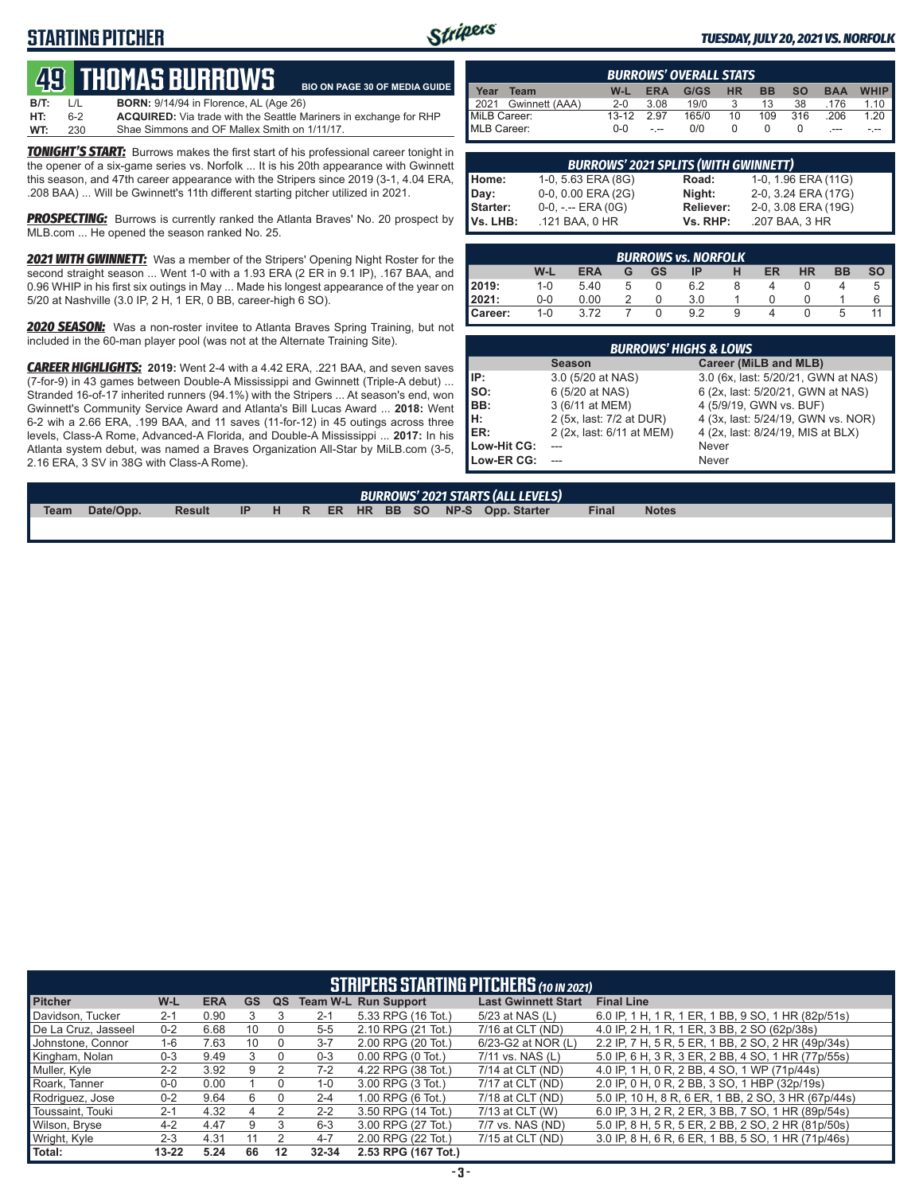## STARTING PITCHER

*TUESDAY, JULY 20, 2021 VS. NORFOLK*

# 49 THOMAS BURROWS

BIO ON PAGE 30 OF MEDIA GUIDE

| | | | |
|---|---|---|---|
| **B/T:** | L/L | **BORN:** 9/14/94 in Florence, AL (Age 26) | |
| **HT:** | 6-2 | **ACQUIRED:** Via trade with the Seattle Mariners in exchange for RHP | |
| **WT:** | 230 | Shae Simmons and OF Mallex Smith on 1/11/17. | |

***TONIGHT'S START:*** Burrows makes the first start of his professional career tonight in the opener of a six-game series vs. Norfolk ... It is his 20th appearance with Gwinnett this season, and 47th career appearance with the Stripers since 2019 (3-1, 4.04 ERA, .208 BAA) ... Will be Gwinnett's 11th different starting pitcher utilized in 2021.

***PROSPECTING:*** Burrows is currently ranked the Atlanta Braves' No. 20 prospect by MLB.com ... He opened the season ranked No. 25.

***2021 WITH GWINNETT:*** Was a member of the Stripers' Opening Night Roster for the second straight season ... Went 1-0 with a 1.93 ERA (2 ER in 9.1 IP), .167 BAA, and 0.96 WHIP in his first six outings in May ... Made his longest appearance of the year on 5/20 at Nashville (3.0 IP, 2 H, 1 ER, 0 BB, career-high 6 SO).

***2020 SEASON:*** Was a non-roster invitee to Atlanta Braves Spring Training, but not included in the 60-man player pool (was not at the Alternate Training Site).

***CAREER HIGHLIGHTS:*** **2019:** Went 2-4 with a 4.42 ERA, .221 BAA, and seven saves (7-for-9) in 43 games between Double-A Mississippi and Gwinnett (Triple-A debut) ... Stranded 16-of-17 inherited runners (94.1%) with the Stripers ... At season's end, won Gwinnett's Community Service Award and Atlanta's Bill Lucas Award ... **2018:** Went 6-2 wih a 2.66 ERA, .199 BAA, and 11 saves (11-for-12) in 45 outings across three levels, Class-A Rome, Advanced-A Florida, and Double-A Mississippi ... **2017:** In his Atlanta system debut, was named a Braves Organization All-Star by MiLB.com (3-5, 2.16 ERA, 3 SV in 38G with Class-A Rome).

### BURROWS' OVERALL STATS

| Year | Team | W-L | ERA | G/GS | HR | BB | SO | BAA | WHIP |
|---|---|---|---|---|---|---|---|---|---|
| 2021 | Gwinnett (AAA) | 2-0 | 3.08 | 19/0 | 3 | 13 | 38 | .176 | 1.10 |
| MiLB Career: | | 13-12 | 2.97 | 165/0 | 10 | 109 | 316 | .206 | 1.20 |
| MLB Career: | | 0-0 | -.-- | 0/0 | 0 | 0 | 0 | .--- | -.-- |

### BURROWS' 2021 SPLITS (WITH GWINNETT)

| | | | |
|---|---|---|---|
| **Home:** | 1-0, 5.63 ERA (8G) | **Road:** | 1-0, 1.96 ERA (11G) |
| **Day:** | 0-0, 0.00 ERA (2G) | **Night:** | 2-0, 3.24 ERA (17G) |
| **Starter:** | 0-0, -.-- ERA (0G) | **Reliever:** | 2-0, 3.08 ERA (19G) |
| **Vs. LHB:** | .121 BAA, 0 HR | **Vs. RHP:** | .207 BAA, 3 HR |

### BURROWS vs. NORFOLK

| | W-L | ERA | G | GS | IP | H | ER | HR | BB | SO |
|---|---|---|---|---|---|---|---|---|---|---|
| **2019:** | 1-0 | 5.40 | 5 | 0 | 6.2 | 8 | 4 | 0 | 4 | 5 |
| **2021:** | 0-0 | 0.00 | 2 | 0 | 3.0 | 1 | 0 | 0 | 1 | 6 |
| **Career:** | 1-0 | 3.72 | 7 | 0 | 9.2 | 9 | 4 | 0 | 5 | 11 |

### BURROWS' HIGHS & LOWS

| | Season | Career (MiLB and MLB) |
|---|---|---|
| **IP:** | 3.0 (5/20 at NAS) | 3.0 (6x, last: 5/20/21, GWN at NAS) |
| **SO:** | 6 (5/20 at NAS) | 6 (2x, last: 5/20/21, GWN at NAS) |
| **BB:** | 3 (6/11 at MEM) | 4 (5/9/19, GWN vs. BUF) |
| **H:** | 2 (5x, last: 7/2 at DUR) | 4 (3x, last: 5/24/19, GWN vs. NOR) |
| **ER:** | 2 (2x, last: 6/11 at MEM) | 4 (2x, last: 8/24/19, MIS at BLX) |
| **Low-Hit CG:** | --- | Never |
| **Low-ER CG:** | --- | Never |

### BURROWS' 2021 STARTS (ALL LEVELS)

| Team | Date/Opp. | Result | IP | H | R | ER | HR | BB | SO | NP-S | Opp. Starter | Final | Notes |
|---|---|---|---|---|---|---|---|---|---|---|---|---|---|

### STRIPERS STARTING PITCHERS (10 IN 2021)

| Pitcher | W-L | ERA | GS | QS | Team W-L | Run Support | Last Gwinnett Start | Final Line |
|---|---|---|---|---|---|---|---|---|
| Davidson, Tucker | 2-1 | 0.90 | 3 | 3 | 2-1 | 5.33 RPG (16 Tot.) | 5/23 at NAS (L) | 6.0 IP, 1 H, 1 R, 1 ER, 1 BB, 9 SO, 1 HR (82p/51s) |
| De La Cruz, Jasseel | 0-2 | 6.68 | 10 | 0 | 5-5 | 2.10 RPG (21 Tot.) | 7/16 at CLT (ND) | 4.0 IP, 2 H, 1 R, 1 ER, 3 BB, 2 SO (62p/38s) |
| Johnstone, Connor | 1-6 | 7.63 | 10 | 0 | 3-7 | 2.00 RPG (20 Tot.) | 6/23-G2 at NOR (L) | 2.2 IP, 7 H, 5 R, 5 ER, 1 BB, 2 SO, 2 HR (49p/34s) |
| Kingham, Nolan | 0-3 | 9.49 | 3 | 0 | 0-3 | 0.00 RPG (0 Tot.) | 7/11 vs. NAS (L) | 5.0 IP, 6 H, 3 R, 3 ER, 2 BB, 4 SO, 1 HR (77p/55s) |
| Muller, Kyle | 2-2 | 3.92 | 9 | 2 | 7-2 | 4.22 RPG (38 Tot.) | 7/14 at CLT (ND) | 4.0 IP, 1 H, 0 R, 2 BB, 4 SO, 1 WP (71p/44s) |
| Roark, Tanner | 0-0 | 0.00 | 1 | 0 | 1-0 | 3.00 RPG (3 Tot.) | 7/17 at CLT (ND) | 2.0 IP, 0 H, 0 R, 2 BB, 3 SO, 1 HBP (32p/19s) |
| Rodriguez, Jose | 0-2 | 9.64 | 6 | 0 | 2-4 | 1.00 RPG (6 Tot.) | 7/18 at CLT (ND) | 5.0 IP, 10 H, 8 R, 6 ER, 1 BB, 2 SO, 3 HR (67p/44s) |
| Toussaint, Touki | 2-1 | 4.32 | 4 | 2 | 2-2 | 3.50 RPG (14 Tot.) | 7/13 at CLT (W) | 6.0 IP, 3 H, 2 R, 2 ER, 3 BB, 7 SO, 1 HR (89p/54s) |
| Wilson, Bryse | 4-2 | 4.47 | 9 | 3 | 6-3 | 3.00 RPG (27 Tot.) | 7/7 vs. NAS (ND) | 5.0 IP, 8 H, 5 R, 5 ER, 2 BB, 2 SO, 2 HR (81p/50s) |
| Wright, Kyle | 2-3 | 4.31 | 11 | 2 | 4-7 | 2.00 RPG (22 Tot.) | 7/15 at CLT (ND) | 3.0 IP, 8 H, 6 R, 6 ER, 1 BB, 5 SO, 1 HR (71p/46s) |
| **Total:** | **13-22** | **5.24** | **66** | **12** | **32-34** | **2.53 RPG (167 Tot.)** | | |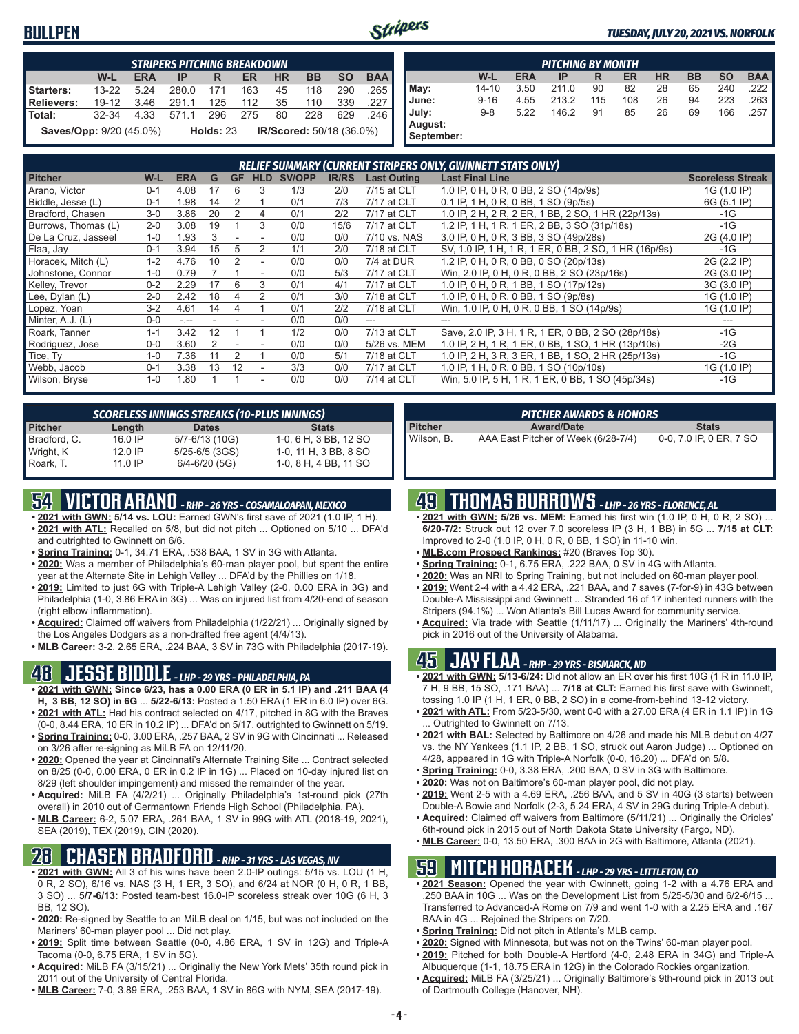# BULLPEN

**TUESDAY, JULY 20, 2021 VS. NORFOLK**

| STRIPERS PITCHING BREAKDOWN | | | | | | | | | |
|---|---|---|---|---|---|---|---|---|---|
| | W-L | ERA | IP | R | ER | HR | BB | SO | BAA |
| Starters: | 13-22 | 5.24 | 280.0 | 171 | 163 | 45 | 118 | 290 | .265 |
| Relievers: | 19-12 | 3.46 | 291.1 | 125 | 112 | 35 | 110 | 339 | .227 |
| Total: | 32-34 | 4.33 | 571.1 | 296 | 275 | 80 | 228 | 629 | .246 |

**Saves/Opp:** 9/20 (45.0%) **Holds:** 23 **IR/Scored:** 50/18 (36.0%)

| PITCHING BY MONTH | | | | | | | | | |
|---|---|---|---|---|---|---|---|---|---|
| | W-L | ERA | IP | R | ER | HR | BB | SO | BAA |
| May: | 14-10 | 3.50 | 211.0 | 90 | 82 | 28 | 65 | 240 | .222 |
| June: | 9-16 | 4.55 | 213.2 | 115 | 108 | 26 | 94 | 223 | .263 |
| July: | 9-8 | 5.22 | 146.2 | 91 | 85 | 26 | 69 | 166 | .257 |
| August: | | | | | | | | | |
| September: | | | | | | | | | |

## RELIEF SUMMARY (CURRENT STRIPERS ONLY, GWINNETT STATS ONLY)

| Pitcher | W-L | ERA | G | GF | HLD | SV/OPP | IR/RS | Last Outing | Last Final Line | Scoreless Streak |
|---|---|---|---|---|---|---|---|---|---|---|
| Arano, Victor | 0-1 | 4.08 | 17 | 6 | 3 | 1/3 | 2/0 | 7/15 at CLT | 1.0 IP, 0 H, 0 R, 0 BB, 2 SO (14p/9s) | 1G (1.0 IP) |
| Biddle, Jesse (L) | 0-1 | 1.98 | 14 | 2 | 1 | 0/1 | 7/3 | 7/17 at CLT | 0.1 IP, 1 H, 0 R, 0 BB, 1 SO (9p/5s) | 6G (5.1 IP) |
| Bradford, Chasen | 3-0 | 3.86 | 20 | 2 | 4 | 0/1 | 2/2 | 7/17 at CLT | 1.0 IP, 2 H, 2 R, 2 ER, 1 BB, 2 SO, 1 HR (22p/13s) | -1G |
| Burrows, Thomas (L) | 2-0 | 3.08 | 19 | 1 | 3 | 0/0 | 15/6 | 7/17 at CLT | 1.2 IP, 1 H, 1 R, 1 ER, 2 BB, 3 SO (31p/18s) | -1G |
| De La Cruz, Jasseel | 1-0 | 1.93 | 3 | - | - | 0/0 | 0/0 | 7/10 vs. NAS | 3.0 IP, 0 H, 0 R, 3 BB, 3 SO (49p/28s) | 2G (4.0 IP) |
| Flaa, Jay | 0-1 | 3.94 | 15 | 5 | 2 | 1/1 | 2/0 | 7/18 at CLT | SV, 1.0 IP, 1 H, 1 R, 1 ER, 0 BB, 2 SO, 1 HR (16p/9s) | -1G |
| Horacek, Mitch (L) | 1-2 | 4.76 | 10 | 2 | - | 0/0 | 0/0 | 7/4 at DUR | 1.2 IP, 0 H, 0 R, 0 BB, 0 SO (20p/13s) | 2G (2.2 IP) |
| Johnstone, Connor | 1-0 | 0.79 | 7 | 1 | - | 0/0 | 5/3 | 7/17 at CLT | Win, 2.0 IP, 0 H, 0 R, 0 BB, 2 SO (23p/16s) | 2G (3.0 IP) |
| Kelley, Trevor | 0-2 | 2.29 | 17 | 6 | 3 | 0/1 | 4/1 | 7/17 at CLT | 1.0 IP, 0 H, 0 R, 1 BB, 1 SO (17p/12s) | 3G (3.0 IP) |
| Lee, Dylan (L) | 2-0 | 2.42 | 18 | 4 | 2 | 0/1 | 3/0 | 7/18 at CLT | 1.0 IP, 0 H, 0 R, 0 BB, 1 SO (9p/8s) | 1G (1.0 IP) |
| Lopez, Yoan | 3-2 | 4.61 | 14 | 4 | 1 | 0/1 | 2/2 | 7/18 at CLT | Win, 1.0 IP, 0 H, 0 R, 0 BB, 1 SO (14p/9s) | 1G (1.0 IP) |
| Minter, A.J. (L) | 0-0 | -.-- | - | - | - | 0/0 | 0/0 | --- | --- | --- |
| Roark, Tanner | 1-1 | 3.42 | 12 | 1 | 1 | 1/2 | 0/0 | 7/13 at CLT | Save, 2.0 IP, 3 H, 1 R, 1 ER, 0 BB, 2 SO (28p/18s) | -1G |
| Rodriguez, Jose | 0-0 | 3.60 | 2 | - | - | 0/0 | 0/0 | 5/26 vs. MEM | 1.0 IP, 2 H, 1 R, 1 ER, 0 BB, 1 SO, 1 HR (13p/10s) | -2G |
| Tice, Ty | 1-0 | 7.36 | 11 | 2 | 1 | 0/0 | 5/1 | 7/18 at CLT | 1.0 IP, 2 H, 3 R, 3 ER, 1 BB, 1 SO, 2 HR (25p/13s) | -1G |
| Webb, Jacob | 0-1 | 3.38 | 13 | 12 | - | 3/3 | 0/0 | 7/17 at CLT | 1.0 IP, 1 H, 0 R, 0 BB, 1 SO (10p/10s) | 1G (1.0 IP) |
| Wilson, Bryse | 1-0 | 1.80 | 1 | 1 | - | 0/0 | 0/0 | 7/14 at CLT | Win, 5.0 IP, 5 H, 1 R, 1 ER, 0 BB, 1 SO (45p/34s) | -1G |

### SCORELESS INNINGS STREAKS (10-PLUS INNINGS)

| Pitcher | Length | Dates | Stats |
|---|---|---|---|
| Bradford, C. | 16.0 IP | 5/7-6/13 (10G) | 1-0, 6 H, 3 BB, 12 SO |
| Wright, K | 12.0 IP | 5/25-6/5 (3GS) | 1-0, 11 H, 3 BB, 8 SO |
| Roark, T. | 11.0 IP | 6/4-6/20 (5G) | 1-0, 8 H, 4 BB, 11 SO |

### PITCHER AWARDS & HONORS

| Pitcher | Award/Date | Stats |
|---|---|---|
| Wilson, B. | AAA East Pitcher of Week (6/28-7/4) | 0-0, 7.0 IP, 0 ER, 7 SO |

## 54 VICTOR ARANO - RHP - 26 YRS - COSAMALOAPAN, MEXICO

- **2021 with GWN: 5/14 vs. LOU:** Earned GWN's first save of 2021 (1.0 IP, 1 H).
- **2021 with ATL:** Recalled on 5/8, but did not pitch ... Optioned on 5/10 ... DFA'd and outrighted to Gwinnett on 6/6.
- **Spring Training:** 0-1, 34.71 ERA, .538 BAA, 1 SV in 3G with Atlanta.
- **2020:** Was a member of Philadelphia's 60-man player pool, but spent the entire year at the Alternate Site in Lehigh Valley ... DFA'd by the Phillies on 1/18.
- **2019:** Limited to just 6G with Triple-A Lehigh Valley (2-0, 0.00 ERA in 3G) and Philadelphia (1-0, 3.86 ERA in 3G) ... Was on injured list from 4/20-end of season (right elbow inflammation).
- **Acquired:** Claimed off waivers from Philadelphia (1/22/21) ... Originally signed by the Los Angeles Dodgers as a non-drafted free agent (4/4/13).
- **MLB Career:** 3-2, 2.65 ERA, .224 BAA, 3 SV in 73G with Philadelphia (2017-19).

## 48 JESSE BIDDLE - LHP - 29 YRS - PHILADELPHIA, PA

- **2021 with GWN: Since 6/23, has a 0.00 ERA (0 ER in 5.1 IP) and .211 BAA (4 H, 3 BB, 12 SO) in 6G** ... **5/22-6/13:** Posted a 1.50 ERA (1 ER in 6.0 IP) over 6G.
- **2021 with ATL:** Had his contract selected on 4/17, pitched in 8G with the Braves (0-0, 8.44 ERA, 10 ER in 10.2 IP) ... DFA'd on 5/17, outrighted to Gwinnett on 5/19.
- **Spring Training:** 0-0, 3.00 ERA, .257 BAA, 2 SV in 9G with Cincinnati ... Released on 3/26 after re-signing as MiLB FA on 12/11/20.
- **2020:** Opened the year at Cincinnati's Alternate Training Site ... Contract selected on 8/25 (0-0, 0.00 ERA, 0 ER in 0.2 IP in 1G) ... Placed on 10-day injured list on 8/29 (left shoulder impingement) and missed the remainder of the year.
- **Acquired:** MiLB FA (4/2/21) ... Originally Philadelphia's 1st-round pick (27th overall) in 2010 out of Germantown Friends High School (Philadelphia, PA).
- **MLB Career:** 6-2, 5.07 ERA, .261 BAA, 1 SV in 99G with ATL (2018-19, 2021), SEA (2019), TEX (2019), CIN (2020).

## 28 CHASEN BRADFORD - RHP - 31 YRS - LAS VEGAS, NV

- **2021 with GWN:** All 3 of his wins have been 2.0-IP outings: 5/15 vs. LOU (1 H, 0 R, 2 SO), 6/16 vs. NAS (3 H, 1 ER, 3 SO), and 6/24 at NOR (0 H, 0 R, 1 BB, 3 SO) ... **5/7-6/13:** Posted team-best 16.0-IP scoreless streak over 10G (6 H, 3 BB, 12 SO).
- **2020:** Re-signed by Seattle to an MiLB deal on 1/15, but was not included on the Mariners' 60-man player pool ... Did not play.
- **2019:** Split time between Seattle (0-0, 4.86 ERA, 1 SV in 12G) and Triple-A Tacoma (0-0, 6.75 ERA, 1 SV in 5G).
- **Acquired:** MiLB FA (3/15/21) ... Originally the New York Mets' 35th round pick in 2011 out of the University of Central Florida.
- **MLB Career:** 7-0, 3.89 ERA, .253 BAA, 1 SV in 86G with NYM, SEA (2017-19).

## 49 THOMAS BURROWS - LHP - 26 YRS - FLORENCE, AL

- **2021 with GWN: 5/26 vs. MEM:** Earned his first win (1.0 IP, 0 H, 0 R, 2 SO) ... **6/20-7/2:** Struck out 12 over 7.0 scoreless IP (3 H, 1 BB) in 5G ... **7/15 at CLT:** Improved to 2-0 (1.0 IP, 0 H, 0 R, 0 BB, 1 SO) in 11-10 win.
- **MLB.com Prospect Rankings:** #20 (Braves Top 30).
- **Spring Training:** 0-1, 6.75 ERA, .222 BAA, 0 SV in 4G with Atlanta.
- **2020:** Was an NRI to Spring Training, but not included on 60-man player pool.
- **2019:** Went 2-4 with a 4.42 ERA, .221 BAA, and 7 saves (7-for-9) in 43G between Double-A Mississippi and Gwinnett ... Stranded 16 of 17 inherited runners with the Stripers (94.1%) ... Won Atlanta's Bill Lucas Award for community service.
- **Acquired:** Via trade with Seattle (1/11/17) ... Originally the Mariners' 4th-round pick in 2016 out of the University of Alabama.

## 45 JAY FLAA - RHP - 29 YRS - BISMARCK, ND

- **2021 with GWN: 5/13-6/24:** Did not allow an ER over his first 10G (1 R in 11.0 IP, 7 H, 9 BB, 15 SO, .171 BAA) ... **7/18 at CLT:** Earned his first save with Gwinnett, tossing 1.0 IP (1 H, 1 ER, 0 BB, 2 SO) in a come-from-behind 13-12 victory.
- **2021 with ATL:** From 5/23-5/30, went 0-0 with a 27.00 ERA (4 ER in 1.1 IP) in 1G ... Outrighted to Gwinnett on 7/13.
- **2021 with BAL:** Selected by Baltimore on 4/26 and made his MLB debut on 4/27 vs. the NY Yankees (1.1 IP, 2 BB, 1 SO, struck out Aaron Judge) ... Optioned on 4/28, appeared in 1G with Triple-A Norfolk (0-0, 16.20) ... DFA'd on 5/8.
- **Spring Training:** 0-0, 3.38 ERA, .200 BAA, 0 SV in 3G with Baltimore.
- **2020:** Was not on Baltimore's 60-man player pool, did not play.
- **2019:** Went 2-5 with a 4.69 ERA, .256 BAA, and 5 SV in 40G (3 starts) between Double-A Bowie and Norfolk (2-3, 5.24 ERA, 4 SV in 29G during Triple-A debut).
- **Acquired:** Claimed off waivers from Baltimore (5/11/21) ... Originally the Orioles' 6th-round pick in 2015 out of North Dakota State University (Fargo, ND).
- **MLB Career:** 0-0, 13.50 ERA, .300 BAA in 2G with Baltimore, Atlanta (2021).

## 59 MITCH HORACEK - LHP - 29 YRS - LITTLETON, CO

- **2021 Season:** Opened the year with Gwinnett, going 1-2 with a 4.76 ERA and .250 BAA in 10G ... Was on the Development List from 5/25-5/30 and 6/2-6/15 ... Transferred to Advanced-A Rome on 7/9 and went 1-0 with a 2.25 ERA and .167 BAA in 4G ... Rejoined the Stripers on 7/20.
- **Spring Training:** Did not pitch in Atlanta's MLB camp.
- **2020:** Signed with Minnesota, but was not on the Twins' 60-man player pool.
- **2019:** Pitched for both Double-A Hartford (4-0, 2.48 ERA in 34G) and Triple-A Albuquerque (1-1, 18.75 ERA in 12G) in the Colorado Rockies organization.
- **Acquired:** MiLB FA (3/25/21) ... Originally Baltimore's 9th-round pick in 2013 out of Dartmouth College (Hanover, NH).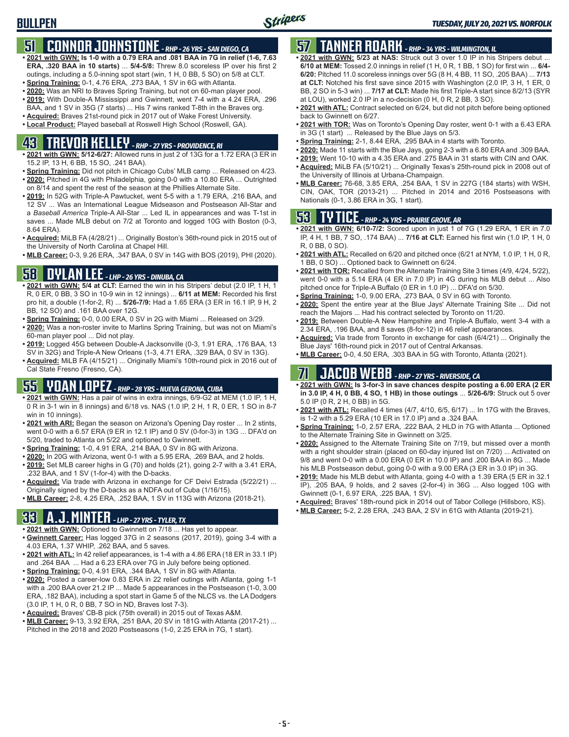## 51 CONNOR JOHNSTONE - RHP - 26 YRS - SAN DIEGO, CA

- **2021 with GWN: Is 1-0 with a 0.79 ERA and .081 BAA in 7G in relief (1-6, 7.63 ERA, .320 BAA in 10 starts)** ... **5/4-5/8:** Threw 8.0 scoreless IP over his first 2 outings, including a 5.0-inning spot start (win, 1 H, 0 BB, 5 SO) on 5/8 at CLT.
- **Spring Training:** 0-1, 4.76 ERA, .273 BAA, 1 SV in 6G with Atlanta.
- **2020:** Was an NRI to Braves Spring Training, but not on 60-man player pool.
- **2019:** With Double-A Mississippi and Gwinnett, went 7-4 with a 4.24 ERA, .296 BAA, and 1 SV in 35G (7 starts) ... His 7 wins ranked T-8th in the Braves org.
- **Acquired:** Braves 21st-round pick in 2017 out of Wake Forest University.
- **Local Product:** Played baseball at Roswell High School (Roswell, GA).

## 43 TREVOR KELLEY - RHP - 27 YRS - PROVIDENCE, RI

- **2021 with GWN: 5/12-6/27:** Allowed runs in just 2 of 13G for a 1.72 ERA (3 ER in 15.2 IP, 13 H, 6 BB, 15 SO, .241 BAA).
- **Spring Training:** Did not pitch in Chicago Cubs' MLB camp ... Released on 4/23.
- **2020:** Pitched in 4G with Philadelphia, going 0-0 with a 10.80 ERA ... Outrighted on 8/14 and spent the rest of the season at the Phillies Alternate Site.
- **2019:** In 52G with Triple-A Pawtucket, went 5-5 with a 1.79 ERA, .216 BAA, and 12 SV ... Was an International League Midseason and Postseason All-Star and a *Baseball America* Triple-A All-Star ... Led IL in appearances and was T-1st in saves ... Made MLB debut on 7/2 at Toronto and logged 10G with Boston (0-3, 8.64 ERA).
- **Acquired:** MiLB FA (4/28/21) ... Originally Boston's 36th-round pick in 2015 out of the University of North Carolina at Chapel Hill.
- **MLB Career:** 0-3, 9.26 ERA, .347 BAA, 0 SV in 14G with BOS (2019), PHI (2020).

## 58 DYLAN LEE - LHP - 26 YRS - DINUBA, CA

- **2021 with GWN: 5/4 at CLT:** Earned the win in his Stripers' debut (2.0 IP, 1 H, 1 R, 0 ER, 0 BB, 3 SO in 10-9 win in 12 innings) ... **6/11 at MEM:** Recorded his first pro hit, a double (1-for-2, R) ... **5/26-7/9:** Had a 1.65 ERA (3 ER in 16.1 IP, 9 H, 2 BB, 12 SO) and .161 BAA over 12G.
- **Spring Training:** 0-0, 0.00 ERA, 0 SV in 2G with Miami ... Released on 3/29.
- **2020:** Was a non-roster invite to Marlins Spring Training, but was not on Miami's 60-man player pool ... Did not play.
- **2019:** Logged 45G between Double-A Jacksonville (0-3, 1.91 ERA, .176 BAA, 13 SV in 32G) and Triple-A New Orleans (1-3, 4.71 ERA, .329 BAA, 0 SV in 13G).
- **Acquired:** MiLB FA (4/15/21) ... Originally Miami's 10th-round pick in 2016 out of Cal State Fresno (Fresno, CA).

## 55 YOAN LOPEZ - RHP - 28 YRS - NUEVA GERONA, CUBA

- **2021 with GWN:** Has a pair of wins in extra innings, 6/9-G2 at MEM (1.0 IP, 1 H, 0 R in 3-1 win in 8 innings) and 6/18 vs. NAS (1.0 IP, 2 H, 1 R, 0 ER, 1 SO in 8-7 win in 10 innings).
- **2021 with ARI:** Began the season on Arizona's Opening Day roster ... In 2 stints, went 0-0 with a 6.57 ERA (9 ER in 12.1 IP) and 0 SV (0-for-3) in 13G ... DFA'd on 5/20, traded to Atlanta on 5/22 and optioned to Gwinnett.
- **Spring Training:** 1-0, 4.91 ERA, .214 BAA, 0 SV in 8G with Arizona.
- **2020:** In 20G with Arizona, went 0-1 with a 5.95 ERA, .269 BAA, and 2 holds.
- **2019:** Set MLB career highs in G (70) and holds (21), going 2-7 with a 3.41 ERA, .232 BAA, and 1 SV (1-for-4) with the D-backs.
- **Acquired:** Via trade with Arizona in exchange for CF Deivi Estrada (5/22/21) ... Originally signed by the D-backs as a NDFA out of Cuba (1/16/15).
- **MLB Career:** 2-8, 4.25 ERA, .252 BAA, 1 SV in 113G with Arizona (2018-21).

## 33 A.J. MINTER - LHP - 27 YRS - TYLER, TX

- **2021 with GWN:** Optioned to Gwinnett on 7/18 ... Has yet to appear.
- **Gwinnett Career:** Has logged 37G in 2 seasons (2017, 2019), going 3-4 with a 4.03 ERA, 1.37 WHIP, .262 BAA, and 5 saves.
- **2021 with ATL:** In 42 relief appearances, is 1-4 with a 4.86 ERA (18 ER in 33.1 IP) and .264 BAA ... Had a 6.23 ERA over 7G in July before being optioned.
- **Spring Training:** 0-0, 4.91 ERA, .344 BAA, 1 SV in 8G with Atlanta.
- **2020:** Posted a career-low 0.83 ERA in 22 relief outings with Atlanta, going 1-1 with a .200 BAA over 21.2 IP ... Made 5 appearances in the Postseason (1-0, 3.00 ERA, .182 BAA), including a spot start in Game 5 of the NLCS vs. the LA Dodgers (3.0 IP, 1 H, 0 R, 0 BB, 7 SO in ND, Braves lost 7-3).
- **Acquired:** Braves' CB-B pick (75th overall) in 2015 out of Texas A&M.
- **MLB Career:** 9-13, 3.92 ERA, .251 BAA, 20 SV in 181G with Atlanta (2017-21) ... Pitched in the 2018 and 2020 Postseasons (1-0, 2.25 ERA in 7G, 1 start).

## 57 TANNER ROARK - RHP - 34 YRS - WILMINGTON, IL

- **2021 with GWN: 5/23 at NAS:** Struck out 3 over 1.0 IP in his Stripers debut ... **6/10 at MEM:** Tossed 2.0 innings in relief (1 H, 0 R, 1 BB, 1 SO) for first win ... **6/4-6/20:** Pitched 11.0 scoreless innings over 5G (8 H, 4 BB, 11 SO, .205 BAA) ... **7/13 at CLT:** Notched his first save since 2015 with Washington (2.0 IP, 3 H, 1 ER, 0 BB, 2 SO in 5-3 win) ... **7/17 at CLT:** Made his first Triple-A start since 8/2/13 (SYR at LOU), worked 2.0 IP in a no-decision (0 H, 0 R, 2 BB, 3 SO).
- **2021 with ATL:** Contract selected on 6/24, but did not pitch before being optioned back to Gwinnett on 6/27.
- **2021 with TOR:** Was on Toronto's Opening Day roster, went 0-1 with a 6.43 ERA in 3G (1 start) ... Released by the Blue Jays on 5/3.
- **Spring Training:** 2-1, 8.44 ERA, .295 BAA in 4 starts with Toronto.
- **2020:** Made 11 starts with the Blue Jays, going 2-3 with a 6.80 ERA and .309 BAA.
- **2019:** Went 10-10 with a 4.35 ERA and .275 BAA in 31 starts with CIN and OAK.
- **Acquired:** MiLB FA (5/10/21) ... Originally Texas's 25th-round pick in 2008 out of the University of Illinois at Urbana-Champaign.
- **MLB Career:** 76-68, 3.85 ERA, .254 BAA, 1 SV in 227G (184 starts) with WSH, CIN, OAK, TOR (2013-21) ... Pitched in 2014 and 2016 Postseasons with Nationals (0-1, 3.86 ERA in 3G, 1 start).

## 53 TY TICE - RHP - 24 YRS - PRAIRIE GROVE, AR

- **2021 with GWN: 6/10-7/2:** Scored upon in just 1 of 7G (1.29 ERA, 1 ER in 7.0 IP, 4 H, 1 BB, 7 SO, .174 BAA) ... **7/16 at CLT:** Earned his first win (1.0 IP, 1 H, 0 R, 0 BB, 0 SO).
- **2021 with ATL:** Recalled on 6/20 and pitched once (6/21 at NYM, 1.0 IP, 1 H, 0 R, 1 BB, 0 SO) ... Optioned back to Gwinnett on 6/24.
- **2021 with TOR:** Recalled from the Alternate Training Site 3 times (4/9, 4/24, 5/22), went 0-0 with a 5.14 ERA (4 ER in 7.0 IP) in 4G during his MLB debut ... Also pitched once for Triple-A Buffalo (0 ER in 1.0 IP) ... DFA'd on 5/30.
- **Spring Training:** 1-0, 9.00 ERA, .273 BAA, 0 SV in 6G with Toronto.
- **2020:** Spent the entire year at the Blue Jays' Alternate Training Site ... Did not reach the Majors ... Had his contract selected by Toronto on 11/20.
- **2019:** Between Double-A New Hampshire and Triple-A Buffalo, went 3-4 with a 2.34 ERA, .196 BAA, and 8 saves (8-for-12) in 46 relief appearances.
- **Acquired:** Via trade from Toronto in exchange for cash (6/4/21) ... Originally the Blue Jays' 16th-round pick in 2017 out of Central Arkansas.
- **MLB Career:** 0-0, 4.50 ERA, .303 BAA in 5G with Toronto, Atlanta (2021).

## 71 JACOB WEBB - RHP - 27 YRS - RIVERSIDE, CA

- **2021 with GWN: Is 3-for-3 in save chances despite posting a 6.00 ERA (2 ER in 3.0 IP, 4 H, 0 BB, 4 SO, 1 HB) in those outings** ... **5/26-6/9:** Struck out 5 over 5.0 IP (0 R, 2 H, 0 BB) in 5G.
- **2021 with ATL:** Recalled 4 times (4/7, 4/10, 6/5, 6/17) ... In 17G with the Braves, is 1-2 with a 5.29 ERA (10 ER in 17.0 IP) and a .324 BAA.
- **Spring Training:** 1-0, 2.57 ERA, .222 BAA, 2 HLD in 7G with Atlanta ... Optioned to the Alternate Training Site in Gwinnett on 3/25.
- **2020:** Assigned to the Alternate Training Site on 7/19, but missed over a month with a right shoulder strain (placed on 60-day injured list on 7/20) ... Activated on 9/8 and went 0-0 with a 0.00 ERA (0 ER in 10.0 IP) and .200 BAA in 8G ... Made his MLB Postseason debut, going 0-0 with a 9.00 ERA (3 ER in 3.0 IP) in 3G.
- **2019:** Made his MLB debut with Atlanta, going 4-0 with a 1.39 ERA (5 ER in 32.1 IP), .205 BAA, 9 holds, and 2 saves (2-for-4) in 36G ... Also logged 10G with Gwinnett (0-1, 6.97 ERA, .225 BAA, 1 SV).
- **Acquired:** Braves' 18th-round pick in 2014 out of Tabor College (Hillsboro, KS).
- **MLB Career:** 5-2, 2.28 ERA, .243 BAA, 2 SV in 61G with Atlanta (2019-21).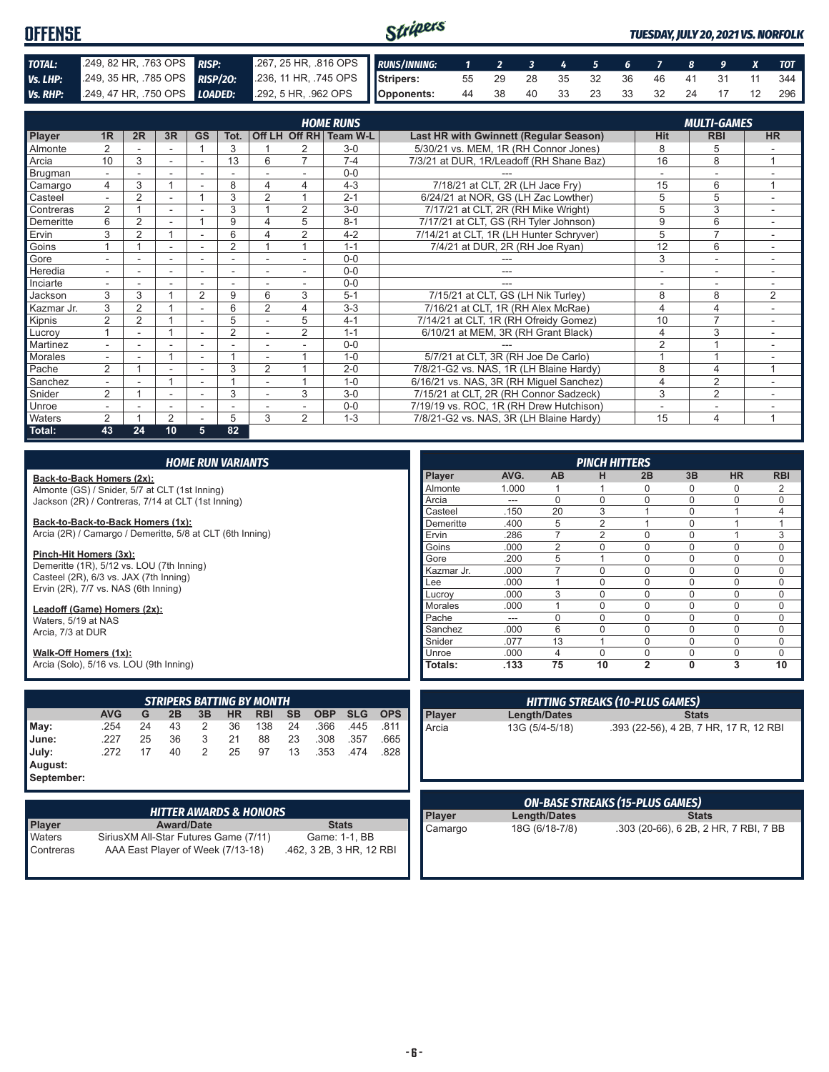# OFFENSE

*TUESDAY, JULY 20, 2021 VS. NORFOLK*

| | | | |
|---|---|---|---|
| **TOTAL:** | .249, 82 HR, .763 OPS | **RISP:** | .267, 25 HR, .816 OPS |
| **Vs. LHP:** | .249, 35 HR, .785 OPS | **RISP/2O:** | .236, 11 HR, .745 OPS |
| **Vs. RHP:** | .249, 47 HR, .750 OPS | **LOADED:** | .292, 5 HR, .962 OPS |

| RUNS/INNING: | 1 | 2 | 3 | 4 | 5 | 6 | 7 | 8 | 9 | X | TOT |
|---|---|---|---|---|---|---|---|---|---|---|---|
| Stripers: | 55 | 29 | 28 | 35 | 32 | 36 | 46 | 41 | 31 | 11 | 344 |
| Opponents: | 44 | 38 | 40 | 33 | 23 | 33 | 32 | 24 | 17 | 12 | 296 |

## HOME RUNS / MULTI-GAMES

| Player | 1R | 2R | 3R | GS | Tot. | Off LH | Off RH | Team W-L | Last HR with Gwinnett (Regular Season) | Hit | RBI | HR |
|---|---|---|---|---|---|---|---|---|---|---|---|---|
| Almonte | 2 | - | - | 1 | 3 | 1 | 2 | 3-0 | 5/30/21 vs. MEM, 1R (RH Connor Jones) | 8 | 5 | - |
| Arcia | 10 | 3 | - | - | 13 | 6 | 7 | 7-4 | 7/3/21 at DUR, 1R/Leadoff (RH Shane Baz) | 16 | 8 | 1 |
| Brugman | - | - | - | - | - | - | - | 0-0 | --- | - | - | - |
| Camargo | 4 | 3 | 1 | - | 8 | 4 | 4 | 4-3 | 7/18/21 at CLT, 2R (LH Jace Fry) | 15 | 6 | 1 |
| Casteel | - | 2 | - | 1 | 3 | 2 | 1 | 2-1 | 6/24/21 at NOR, GS (LH Zac Lowther) | 5 | 5 | - |
| Contreras | 2 | 1 | - | - | 3 | 1 | 2 | 3-0 | 7/17/21 at CLT, 2R (RH Mike Wright) | 5 | 3 | - |
| Demeritte | 6 | 2 | - | 1 | 9 | 4 | 5 | 8-1 | 7/17/21 at CLT, GS (RH Tyler Johnson) | 9 | 6 | - |
| Ervin | 3 | 2 | 1 | - | 6 | 4 | 2 | 4-2 | 7/14/21 at CLT, 1R (LH Hunter Schryver) | 5 | 7 | - |
| Goins | 1 | 1 | - | - | 2 | 1 | 1 | 1-1 | 7/4/21 at DUR, 2R (RH Joe Ryan) | 12 | 6 | - |
| Gore | - | - | - | - | - | - | - | 0-0 | --- | 3 | - | - |
| Heredia | - | - | - | - | - | - | - | 0-0 | --- | - | - | - |
| Inciarte | - | - | - | - | - | - | - | 0-0 | --- | - | - | - |
| Jackson | 3 | 3 | 1 | 2 | 9 | 6 | 3 | 5-1 | 7/15/21 at CLT, GS (LH Nik Turley) | 8 | 8 | 2 |
| Kazmar Jr. | 3 | 2 | 1 | - | 6 | 2 | 4 | 3-3 | 7/16/21 at CLT, 1R (RH Alex McRae) | 4 | 4 | - |
| Kipnis | 2 | 2 | 1 | - | 5 | - | 5 | 4-1 | 7/14/21 at CLT, 1R (RH Ofreidy Gomez) | 10 | 7 | - |
| Lucroy | 1 | - | 1 | - | 2 | - | 2 | 1-1 | 6/10/21 at MEM, 3R (RH Grant Black) | 4 | 3 | - |
| Martinez | - | - | - | - | - | - | - | 0-0 | --- | 2 | 1 | - |
| Morales | - | - | 1 | - | 1 | - | 1 | 1-0 | 5/7/21 at CLT, 3R (RH Joe De Carlo) | 1 | 1 | - |
| Pache | 2 | 1 | - | - | 3 | 2 | 1 | 2-0 | 7/8/21-G2 vs. NAS, 1R (LH Blaine Hardy) | 8 | 4 | 1 |
| Sanchez | - | - | 1 | - | 1 | - | 1 | 1-0 | 6/16/21 vs. NAS, 3R (RH Miguel Sanchez) | 4 | 2 | - |
| Snider | 2 | 1 | - | - | 3 | - | 3 | 3-0 | 7/15/21 at CLT, 2R (RH Connor Sadzeck) | 3 | 2 | - |
| Unroe | - | - | - | - | - | - | - | 0-0 | 7/19/19 vs. ROC, 1R (RH Drew Hutchison) | - | - | - |
| Waters | 2 | 1 | 2 | - | 5 | 3 | 2 | 1-3 | 7/8/21-G2 vs. NAS, 3R (LH Blaine Hardy) | 15 | 4 | 1 |
| **Total:** | **43** | **24** | **10** | **5** | **82** | | | | | | | |

## HOME RUN VARIANTS

**Back-to-Back Homers (2x):**
Almonte (GS) / Snider, 5/7 at CLT (1st Inning)
Jackson (2R) / Contreras, 7/14 at CLT (1st Inning)

**Back-to-Back-to-Back Homers (1x):**
Arcia (2R) / Camargo / Demeritte, 5/8 at CLT (6th Inning)

**Pinch-Hit Homers (3x):**
Demeritte (1R), 5/12 vs. LOU (7th Inning)
Casteel (2R), 6/3 vs. JAX (7th Inning)
Ervin (2R), 7/7 vs. NAS (6th Inning)

**Leadoff (Game) Homers (2x):**
Waters, 5/19 at NAS
Arcia, 7/3 at DUR

**Walk-Off Homers (1x):**
Arcia (Solo), 5/16 vs. LOU (9th Inning)

## PINCH HITTERS

| Player | AVG. | AB | H | 2B | 3B | HR | RBI |
|---|---|---|---|---|---|---|---|
| Almonte | 1.000 | 1 | 1 | 0 | 0 | 0 | 2 |
| Arcia | --- | 0 | 0 | 0 | 0 | 0 | 0 |
| Casteel | .150 | 20 | 3 | 1 | 0 | 1 | 4 |
| Demeritte | .400 | 5 | 2 | 1 | 0 | 1 | 1 |
| Ervin | .286 | 7 | 2 | 0 | 0 | 1 | 3 |
| Goins | .000 | 2 | 0 | 0 | 0 | 0 | 0 |
| Gore | .200 | 5 | 1 | 0 | 0 | 0 | 0 |
| Kazmar Jr. | .000 | 7 | 0 | 0 | 0 | 0 | 0 |
| Lee | .000 | 1 | 0 | 0 | 0 | 0 | 0 |
| Lucroy | .000 | 3 | 0 | 0 | 0 | 0 | 0 |
| Morales | .000 | 1 | 0 | 0 | 0 | 0 | 0 |
| Pache | --- | 0 | 0 | 0 | 0 | 0 | 0 |
| Sanchez | .000 | 6 | 0 | 0 | 0 | 0 | 0 |
| Snider | .077 | 13 | 1 | 0 | 0 | 0 | 0 |
| Unroe | .000 | 4 | 0 | 0 | 0 | 0 | 0 |
| **Totals:** | **.133** | **75** | **10** | **2** | **0** | **3** | **10** |

## STRIPERS BATTING BY MONTH

| | AVG | G | 2B | 3B | HR | RBI | SB | OBP | SLG | OPS |
|---|---|---|---|---|---|---|---|---|---|---|
| May: | .254 | 24 | 43 | 2 | 36 | 138 | 24 | .366 | .445 | .811 |
| June: | .227 | 25 | 36 | 3 | 21 | 88 | 23 | .308 | .357 | .665 |
| July: | .272 | 17 | 40 | 2 | 25 | 97 | 13 | .353 | .474 | .828 |
| August: | | | | | | | | | | |
| September: | | | | | | | | | | |

## HITTING STREAKS (10-PLUS GAMES)

| Player | Length/Dates | Stats |
|---|---|---|
| Arcia | 13G (5/4-5/18) | .393 (22-56), 4 2B, 7 HR, 17 R, 12 RBI |

## HITTER AWARDS & HONORS

| Player | Award/Date | Stats |
|---|---|---|
| Waters | SiriusXM All-Star Futures Game (7/11) | Game: 1-1, BB |
| Contreras | AAA East Player of Week (7/13-18) | .462, 3 2B, 3 HR, 12 RBI |

## ON-BASE STREAKS (15-PLUS GAMES)

| Player | Length/Dates | Stats |
|---|---|---|
| Camargo | 18G (6/18-7/8) | .303 (20-66), 6 2B, 2 HR, 7 RBI, 7 BB |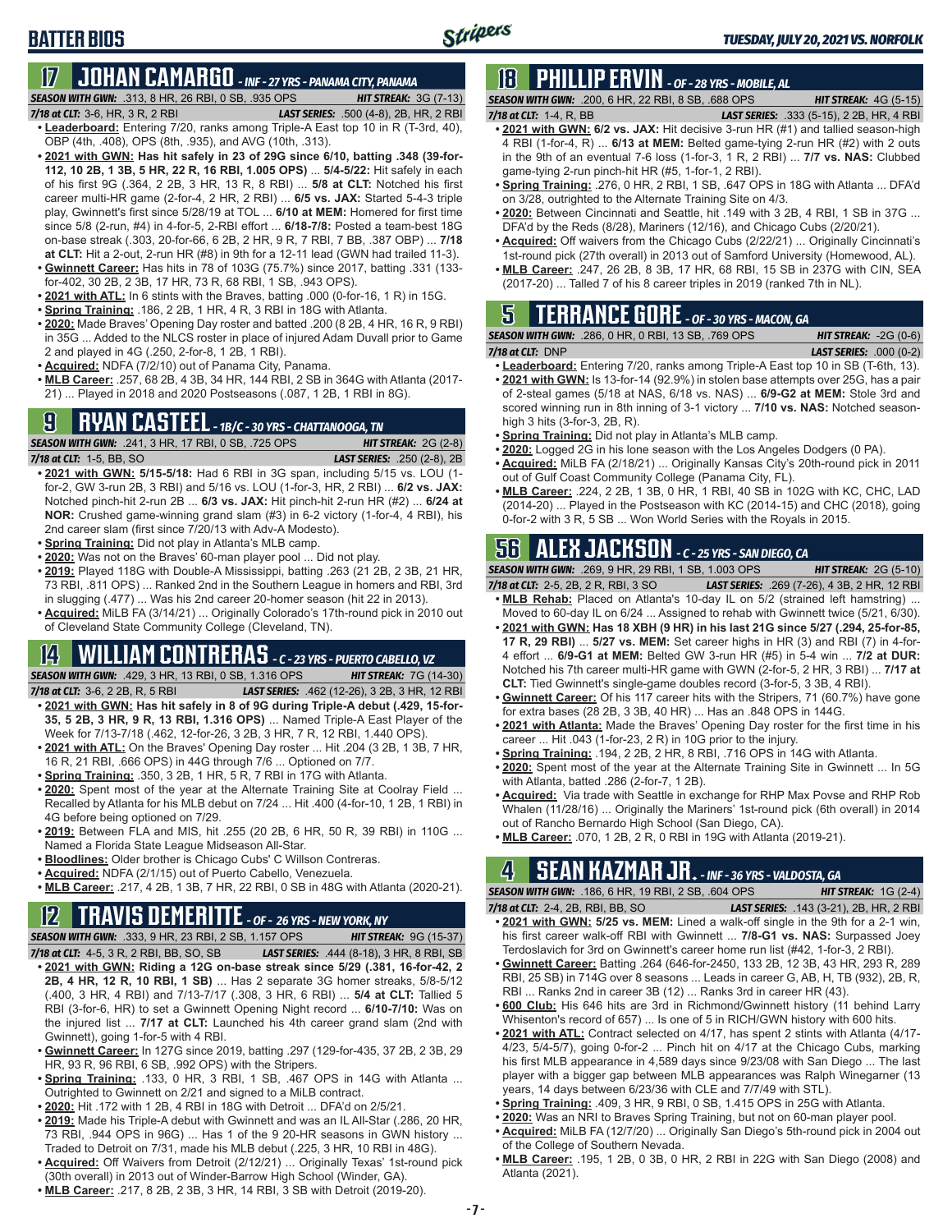# BATTER BIOS

## 17 JOHAN CAMARGO - INF - 27 YRS - PANAMA CITY, PANAMA

**SEASON WITH GWN:** .313, 8 HR, 26 RBI, 0 SB, .935 OPS **HIT STREAK:** 3G (7-13)
**7/18 at CLT:** 3-6, HR, 3 R, 2 RBI **LAST SERIES:** .500 (4-8), 2B, HR, 2 RBI

- **Leaderboard:** Entering 7/20, ranks among Triple-A East top 10 in R (T-3rd, 40), OBP (4th, .408), OPS (8th, .935), and AVG (10th, .313).
- **2021 with GWN: Has hit safely in 23 of 29G since 6/10, batting .348 (39-for-112, 10 2B, 1 3B, 5 HR, 22 R, 16 RBI, 1.005 OPS)** ... **5/4-5/22:** Hit safely in each of his first 9G (.364, 2 2B, 3 HR, 13 R, 8 RBI) ... **5/8 at CLT:** Notched his first career multi-HR game (2-for-4, 2 HR, 2 RBI) ... **6/5 vs. JAX:** Started 5-4-3 triple play, Gwinnett's first since 5/28/19 at TOL ... **6/10 at MEM:** Homered for first time since 5/8 (2-run, #4) in 4-for-5, 2-RBI effort ... **6/18-7/8:** Posted a team-best 18G on-base streak (.303, 20-for-66, 6 2B, 2 HR, 9 R, 7 RBI, 7 BB, .387 OBP) ... **7/18 at CLT:** Hit a 2-out, 2-run HR (#8) in 9th for a 12-11 lead (GWN had trailed 11-3).
- **Gwinnett Career:** Has hits in 78 of 103G (75.7%) since 2017, batting .331 (133-for-402, 30 2B, 2 3B, 17 HR, 73 R, 68 RBI, 1 SB, .943 OPS).
- **2021 with ATL:** In 6 stints with the Braves, batting .000 (0-for-16, 1 R) in 15G.
- **Spring Training:** .186, 2 2B, 1 HR, 4 R, 3 RBI in 18G with Atlanta.
- **2020:** Made Braves' Opening Day roster and batted .200 (8 2B, 4 HR, 16 R, 9 RBI) in 35G ... Added to the NLCS roster in place of injured Adam Duvall prior to Game 2 and played in 4G (.250, 2-for-8, 1 2B, 1 RBI).
- **Acquired:** NDFA (7/2/10) out of Panama City, Panama.
- **MLB Career:** .257, 68 2B, 4 3B, 34 HR, 144 RBI, 2 SB in 364G with Atlanta (2017-21) ... Played in 2018 and 2020 Postseasons (.087, 1 2B, 1 RBI in 8G).

## 9 RYAN CASTEEL - 1B/C - 30 YRS - CHATTANOOGA, TN

**SEASON WITH GWN:** .241, 3 HR, 17 RBI, 0 SB, .725 OPS **HIT STREAK:** 2G (2-8)
**7/18 at CLT:** 1-5, BB, SO **LAST SERIES:** .250 (2-8), 2B

- **2021 with GWN: 5/15-5/18:** Had 6 RBI in 3G span, including 5/15 vs. LOU (1-for-2, GW 3-run 2B, 3 RBI) and 5/16 vs. LOU (1-for-3, HR, 2 RBI) ... **6/2 vs. JAX:** Notched pinch-hit 2-run 2B ... **6/3 vs. JAX:** Hit pinch-hit 2-run HR (#2) ... **6/24 at NOR:** Crushed game-winning grand slam (#3) in 6-2 victory (1-for-4, 4 RBI), his 2nd career slam (first since 7/20/13 with Adv-A Modesto).
- **Spring Training:** Did not play in Atlanta's MLB camp.
- **2020:** Was not on the Braves' 60-man player pool ... Did not play.
- **2019:** Played 118G with Double-A Mississippi, batting .263 (21 2B, 2 3B, 21 HR, 73 RBI, .811 OPS) ... Ranked 2nd in the Southern League in homers and RBI, 3rd in slugging (.477) ... Was his 2nd career 20-homer season (hit 22 in 2013).
- **Acquired:** MiLB FA (3/14/21) ... Originally Colorado's 17th-round pick in 2010 out of Cleveland State Community College (Cleveland, TN).

## 14 WILLIAM CONTRERAS - C - 23 YRS - PUERTO CABELLO, VZ

**SEASON WITH GWN:** .429, 3 HR, 13 RBI, 0 SB, 1.316 OPS **HIT STREAK:** 7G (14-30)
**7/18 at CLT:** 3-6, 2 2B, R, 5 RBI **LAST SERIES:** .462 (12-26), 3 2B, 3 HR, 12 RBI

- **2021 with GWN: Has hit safely in 8 of 9G during Triple-A debut (.429, 15-for-35, 5 2B, 3 HR, 9 R, 13 RBI, 1.316 OPS)** ... Named Triple-A East Player of the Week for 7/13-7/18 (.462, 12-for-26, 3 2B, 3 HR, 7 R, 12 RBI, 1.440 OPS).
- **2021 with ATL:** On the Braves' Opening Day roster ... Hit .204 (3 2B, 1 3B, 7 HR, 16 R, 21 RBI, .666 OPS) in 44G through 7/6 ... Optioned on 7/7.
- **Spring Training:** .350, 3 2B, 1 HR, 5 R, 7 RBI in 17G with Atlanta.
- **2020:** Spent most of the year at the Alternate Training Site at Coolray Field ... Recalled by Atlanta for his MLB debut on 7/24 ... Hit .400 (4-for-10, 1 2B, 1 RBI) in 4G before being optioned on 7/29.
- **2019:** Between FLA and MIS, hit .255 (20 2B, 6 HR, 50 R, 39 RBI) in 110G ... Named a Florida State League Midseason All-Star.
- **Bloodlines:** Older brother is Chicago Cubs' C Willson Contreras.
- **Acquired:** NDFA (2/1/15) out of Puerto Cabello, Venezuela.
- **MLB Career:** .217, 4 2B, 1 3B, 7 HR, 22 RBI, 0 SB in 48G with Atlanta (2020-21).

## 12 TRAVIS DEMERITTE - OF - 26 YRS - NEW YORK, NY

**SEASON WITH GWN:** .333, 9 HR, 23 RBI, 2 SB, 1.157 OPS **HIT STREAK:** 9G (15-37)
**7/18 at CLT:** 4-5, 3 R, 2 RBI, BB, SO, SB **LAST SERIES:** .444 (8-18), 3 HR, 8 RBI, SB

- **2021 with GWN: Riding a 12G on-base streak since 5/29 (.381, 16-for-42, 2 2B, 4 HR, 12 R, 10 RBI, 1 SB)** ... Has 2 separate 3G homer streaks, 5/8-5/12 (.400, 3 HR, 4 RBI) and 7/13-7/17 (.308, 3 HR, 6 RBI) ... **5/4 at CLT:** Tallied 5 RBI (3-for-6, HR) to set a Gwinnett Opening Night record ... **6/10-7/10:** Was on the injured list ... **7/17 at CLT:** Launched his 4th career grand slam (2nd with Gwinnett), going 1-for-5 with 4 RBI.
- **Gwinnett Career:** In 127G since 2019, batting .297 (129-for-435, 37 2B, 2 3B, 29 HR, 93 R, 96 RBI, 6 SB, .992 OPS) with the Stripers.
- **Spring Training:** .133, 0 HR, 3 RBI, 1 SB, .467 OPS in 14G with Atlanta ... Outrighted to Gwinnett on 2/21 and signed to a MiLB contract.
- **2020:** Hit .172 with 1 2B, 4 RBI in 18G with Detroit ... DFA'd on 2/5/21.
- **2019:** Made his Triple-A debut with Gwinnett and was an IL All-Star (.286, 20 HR, 73 RBI, .944 OPS in 96G) ... Has 1 of the 9 20-HR seasons in GWN history ... Traded to Detroit on 7/31, made his MLB debut (.225, 3 HR, 10 RBI in 48G).
- **Acquired:** Off Waivers from Detroit (2/12/21) ... Originally Texas' 1st-round pick (30th overall) in 2013 out of Winder-Barrow High School (Winder, GA).
- **MLB Career:** .217, 8 2B, 2 3B, 3 HR, 14 RBI, 3 SB with Detroit (2019-20).

## 18 PHILLIP ERVIN - OF - 28 YRS - MOBILE, AL

**SEASON WITH GWN:** .200, 6 HR, 22 RBI, 8 SB, .688 OPS **HIT STREAK:** 4G (5-15)
**7/18 at CLT:** 1-4, R, BB **LAST SERIES:** .333 (5-15), 2 2B, HR, 4 RBI

- **2021 with GWN: 6/2 vs. JAX:** Hit decisive 3-run HR (#1) and tallied season-high 4 RBI (1-for-4, R) ... **6/13 at MEM:** Belted game-tying 2-run HR (#2) with 2 outs in the 9th for an eventual 7-6 loss (1-for-3, 1 R, 2 RBI) ... **7/7 vs. NAS:** Clubbed game-tying 2-run pinch-hit HR (#5, 1-for-1, 2 RBI).
- **Spring Training:** .276, 0 HR, 2 RBI, 1 SB, .647 OPS in 18G with Atlanta ... DFA'd on 3/28, outrighted to the Alternate Training Site on 4/3.
- **2020:** Between Cincinnati and Seattle, hit .149 with 3 2B, 4 RBI, 1 SB in 37G ... DFA'd by the Reds (8/28), Mariners (12/16), and Chicago Cubs (2/20/21).
- **Acquired:** Off waivers from the Chicago Cubs (2/22/21) ... Originally Cincinnati's 1st-round pick (27th overall) in 2013 out of Samford University (Homewood, AL).
- **MLB Career:** .247, 26 2B, 8 3B, 17 HR, 68 RBI, 15 SB in 237G with CIN, SEA (2017-20) ... Talled 7 of his 8 career triples in 2019 (ranked 7th in NL).

## 5 TERRANCE GORE - OF - 30 YRS - MACON, GA

**SEASON WITH GWN:** .286, 0 HR, 0 RBI, 13 SB, .769 OPS **HIT STREAK:** -2G (0-6)
**7/18 at CLT:** DNP **LAST SERIES:** .000 (0-2)

- **Leaderboard:** Entering 7/20, ranks among Triple-A East top 10 in SB (T-6th, 13).
- **2021 with GWN:** Is 13-for-14 (92.9%) in stolen base attempts over 25G, has a pair of 2-steal games (5/18 at NAS, 6/18 vs. NAS) ... **6/9-G2 at MEM:** Stole 3rd and scored winning run in 8th inning of 3-1 victory ... **7/10 vs. NAS:** Notched season-high 3 hits (3-for-3, 2B, R).
- **Spring Training:** Did not play in Atlanta's MLB camp.
- **2020:** Logged 2G in his lone season with the Los Angeles Dodgers (0 PA).
- **Acquired:** MiLB FA (2/18/21) ... Originally Kansas City's 20th-round pick in 2011 out of Gulf Coast Community College (Panama City, FL).
- **MLB Career:** .224, 2 2B, 1 3B, 0 HR, 1 RBI, 40 SB in 102G with KC, CHC, LAD (2014-20) ... Played in the Postseason with KC (2014-15) and CHC (2018), going 0-for-2 with 3 R, 5 SB ... Won World Series with the Royals in 2015.

## 56 ALEX JACKSON - C - 25 YRS - SAN DIEGO, CA

**SEASON WITH GWN:** .269, 9 HR, 29 RBI, 1 SB, 1.003 OPS **HIT STREAK:** 2G (5-10)
**7/18 at CLT:** 2-5, 2B, 2 R, RBI, 3 SO **LAST SERIES:** .269 (7-26), 4 3B, 2 HR, 12 RBI

- **MLB Rehab:** Placed on Atlanta's 10-day IL on 5/2 (strained left hamstring) ... Moved to 60-day IL on 6/24 ... Assigned to rehab with Gwinnett twice (5/21, 6/30).
- **2021 with GWN: Has 18 XBH (9 HR) in his last 21G since 5/27 (.294, 25-for-85, 17 R, 29 RBI)** ... **5/27 vs. MEM:** Set career highs in HR (3) and RBI (7) in 4-for-4 effort ... **6/9-G1 at MEM:** Belted GW 3-run HR (#5) in 5-4 win ... **7/2 at DUR:** Notched his 7th career multi-HR game with GWN (2-for-5, 2 HR, 3 RBI) ... **7/17 at CLT:** Tied Gwinnett's single-game doubles record (3-for-5, 3 3B, 4 RBI).
- **Gwinnett Career:** Of his 117 career hits with the Stripers, 71 (60.7%) have gone for extra bases (28 2B, 3 3B, 40 HR) ... Has an .848 OPS in 144G.
- **2021 with Atlanta:** Made the Braves' Opening Day roster for the first time in his career ... Hit .043 (1-for-23, 2 R) in 10G prior to the injury.
- **Spring Training:** .194, 2 2B, 2 HR, 8 RBI, .716 OPS in 14G with Atlanta.
- **2020:** Spent most of the year at the Alternate Training Site in Gwinnett ... In 5G with Atlanta, batted .286 (2-for-7, 1 2B).
- **Acquired:** Via trade with Seattle in exchange for RHP Max Povse and RHP Rob Whalen (11/28/16) ... Originally the Mariners' 1st-round pick (6th overall) in 2014 out of Rancho Bernardo High School (San Diego, CA).
- **MLB Career:** .070, 1 2B, 2 R, 0 RBI in 19G with Atlanta (2019-21).

## 4 SEAN KAZMAR JR. - INF - 36 YRS - VALDOSTA, GA

**SEASON WITH GWN:** .186, 6 HR, 19 RBI, 2 SB, .604 OPS **HIT STREAK:** 1G (2-4)
**7/18 at CLT:** 2-4, 2B, RBI, BB, SO **LAST SERIES:** .143 (3-21), 2B, HR, 2 RBI

- **2021 with GWN: 5/25 vs. MEM:** Lined a walk-off single in the 9th for a 2-1 win, his first career walk-off RBI with Gwinnett ... **7/8-G1 vs. NAS:** Surpassed Joey Terdoslavich for 3rd on Gwinnett's career home run list (#42, 1-for-3, 2 RBI).
- **Gwinnett Career:** Batting .264 (646-for-2450, 133 2B, 12 3B, 43 HR, 293 R, 289 RBI, 25 SB) in 714G over 8 seasons ... Leads in career G, AB, H, TB (932), 2B, R, RBI ... Ranks 2nd in career 3B (12) ... Ranks 3rd in career HR (43).
- **600 Club:** His 646 hits are 3rd in Richmond/Gwinnett history (11 behind Larry Whisenton's record of 657) ... Is one of 5 in RICH/GWN history with 600 hits.
- **2021 with ATL:** Contract selected on 4/17, has spent 2 stints with Atlanta (4/17-4/23, 5/4-5/7), going 0-for-2 ... Pinch hit on 4/17 at the Chicago Cubs, marking his first MLB appearance in 4,589 days since 9/23/08 with San Diego ... The last player with a bigger gap between MLB appearances was Ralph Winegarner (13 years, 14 days between 6/23/36 with CLE and 7/7/49 with STL).
- **Spring Training:** .409, 3 HR, 9 RBI, 0 SB, 1.415 OPS in 25G with Atlanta.
- **2020:** Was an NRI to Braves Spring Training, but not on 60-man player pool.
- **Acquired:** MiLB FA (12/7/20) ... Originally San Diego's 5th-round pick in 2004 out of the College of Southern Nevada.
- **MLB Career:** .195, 1 2B, 0 3B, 0 HR, 2 RBI in 22G with San Diego (2008) and Atlanta (2021).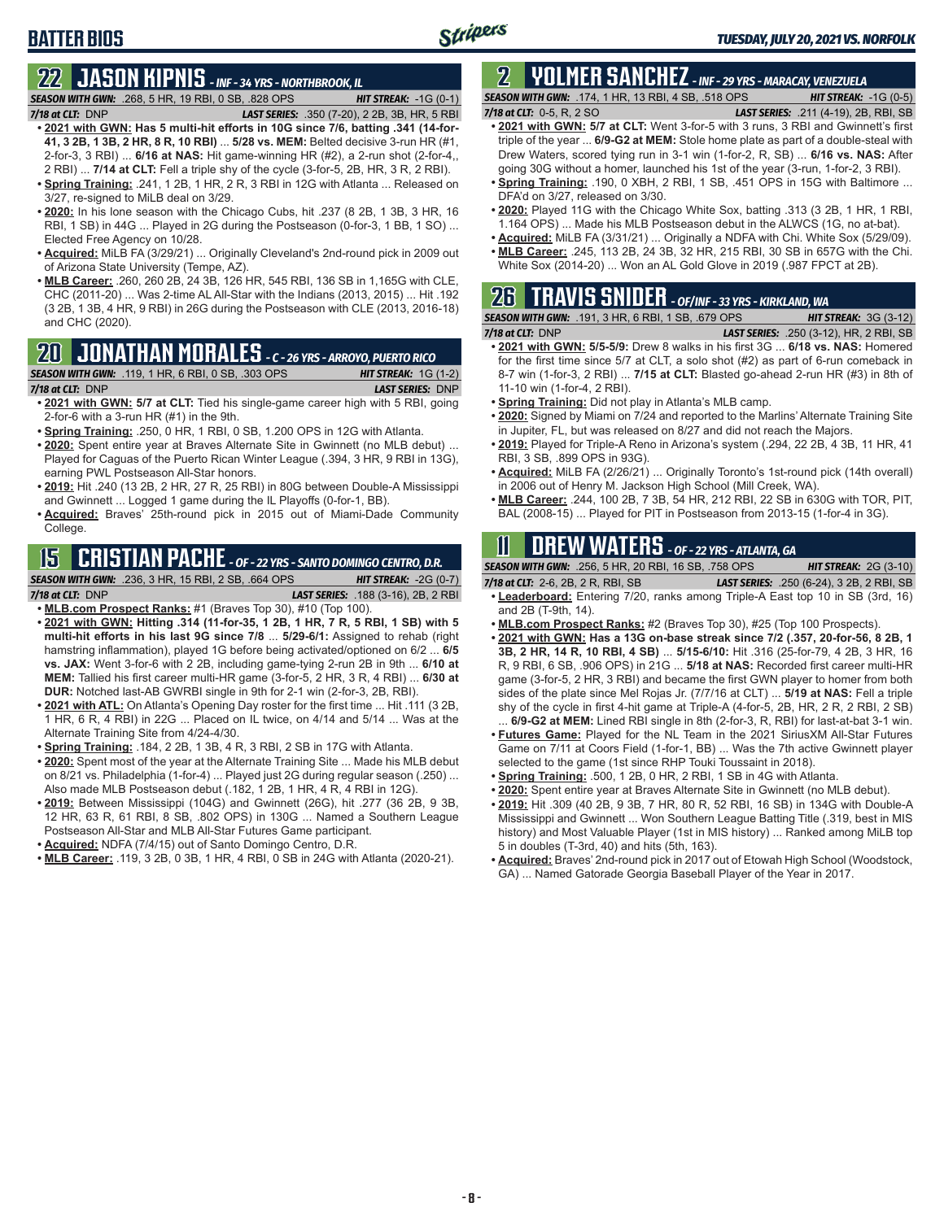# BATTER BIOS

## 22 JASON KIPNIS - INF - 34 YRS - NORTHBROOK, IL

**SEASON WITH GWN:** .268, 5 HR, 19 RBI, 0 SB, .828 OPS **HIT STREAK:** -1G (0-1)
**7/18 at CLT:** DNP **LAST SERIES:** .350 (7-20), 2 2B, 3B, HR, 5 RBI

- **2021 with GWN: Has 5 multi-hit efforts in 10G since 7/6, batting .341 (14-for-41, 3 2B, 1 3B, 2 HR, 8 R, 10 RBI)** ... **5/28 vs. MEM:** Belted decisive 3-run HR (#1, 2-for-3, 3 RBI) ... **6/16 at NAS:** Hit game-winning HR (#2), a 2-run shot (2-for-4,, 2 RBI) ... **7/14 at CLT:** Fell a triple shy of the cycle (3-for-5, 2B, HR, 3 R, 2 RBI).
- **Spring Training:** .241, 1 2B, 1 HR, 2 R, 3 RBI in 12G with Atlanta ... Released on 3/27, re-signed to MiLB deal on 3/29.
- **2020:** In his lone season with the Chicago Cubs, hit .237 (8 2B, 1 3B, 3 HR, 16 RBI, 1 SB) in 44G ... Played in 2G during the Postseason (0-for-3, 1 BB, 1 SO) ... Elected Free Agency on 10/28.
- **Acquired:** MiLB FA (3/29/21) ... Originally Cleveland's 2nd-round pick in 2009 out of Arizona State University (Tempe, AZ).
- **MLB Career:** .260, 260 2B, 24 3B, 126 HR, 545 RBI, 136 SB in 1,165G with CLE, CHC (2011-20) ... Was 2-time AL All-Star with the Indians (2013, 2015) ... Hit .192 (3 2B, 1 3B, 4 HR, 9 RBI) in 26G during the Postseason with CLE (2013, 2016-18) and CHC (2020).

## 20 JONATHAN MORALES - C - 26 YRS - ARROYO, PUERTO RICO

**SEASON WITH GWN:** .119, 1 HR, 6 RBI, 0 SB, .303 OPS **HIT STREAK:** 1G (1-2)
**7/18 at CLT:** DNP **LAST SERIES:** DNP

- **2021 with GWN: 5/7 at CLT:** Tied his single-game career high with 5 RBI, going 2-for-6 with a 3-run HR (#1) in the 9th.
- **Spring Training:** .250, 0 HR, 1 RBI, 0 SB, 1.200 OPS in 12G with Atlanta.
- **2020:** Spent entire year at Braves Alternate Site in Gwinnett (no MLB debut) ... Played for Caguas of the Puerto Rican Winter League (.394, 3 HR, 9 RBI in 13G), earning PWL Postseason All-Star honors.
- **2019:** Hit .240 (13 2B, 2 HR, 27 R, 25 RBI) in 80G between Double-A Mississippi and Gwinnett ... Logged 1 game during the IL Playoffs (0-for-1, BB).
- **Acquired:** Braves' 25th-round pick in 2015 out of Miami-Dade Community College.

## 15 CRISTIAN PACHE - OF - 22 YRS - SANTO DOMINGO CENTRO, D.R.

**SEASON WITH GWN:** .236, 3 HR, 15 RBI, 2 SB, .664 OPS **HIT STREAK:** -2G (0-7)
**7/18 at CLT:** DNP **LAST SERIES:** .188 (3-16), 2B, 2 RBI

- **MLB.com Prospect Ranks:** #1 (Braves Top 30), #10 (Top 100).
- **2021 with GWN: Hitting .314 (11-for-35, 1 2B, 1 HR, 7 R, 5 RBI, 1 SB) with 5 multi-hit efforts in his last 9G since 7/8** ... **5/29-6/1:** Assigned to rehab (right hamstring inflammation), played 1G before being activated/optioned on 6/2 ... **6/5 vs. JAX:** Went 3-for-6 with 2 2B, including game-tying 2-run 2B in 9th ... **6/10 at MEM:** Tallied his first career multi-HR game (3-for-5, 2 HR, 3 R, 4 RBI) ... **6/30 at DUR:** Notched last-AB GWRBI single in 9th for 2-1 win (2-for-3, 2B, RBI).
- **2021 with ATL:** On Atlanta's Opening Day roster for the first time ... Hit .111 (3 2B, 1 HR, 6 R, 4 RBI) in 22G ... Placed on IL twice, on 4/14 and 5/14 ... Was at the Alternate Training Site from 4/24-4/30.
- **Spring Training:** .184, 2 2B, 1 3B, 4 R, 3 RBI, 2 SB in 17G with Atlanta.
- **2020:** Spent most of the year at the Alternate Training Site ... Made his MLB debut on 8/21 vs. Philadelphia (1-for-4) ... Played just 2G during regular season (.250) ... Also made MLB Postseason debut (.182, 1 2B, 1 HR, 4 R, 4 RBI in 12G).
- **2019:** Between Mississippi (104G) and Gwinnett (26G), hit .277 (36 2B, 9 3B, 12 HR, 63 R, 61 RBI, 8 SB, .802 OPS) in 130G ... Named a Southern League Postseason All-Star and MLB All-Star Futures Game participant.
- **Acquired:** NDFA (7/4/15) out of Santo Domingo Centro, D.R.
- **MLB Career:** .119, 3 2B, 0 3B, 1 HR, 4 RBI, 0 SB in 24G with Atlanta (2020-21).

## 2 YOLMER SANCHEZ - INF - 29 YRS - MARACAY, VENEZUELA

**SEASON WITH GWN:** .174, 1 HR, 13 RBI, 4 SB, .518 OPS **HIT STREAK:** -1G (0-5)
**7/18 at CLT:** 0-5, R, 2 SO **LAST SERIES:** .211 (4-19), 2B, RBI, SB

- **2021 with GWN: 5/7 at CLT:** Went 3-for-5 with 3 runs, 3 RBI and Gwinnett's first triple of the year ... **6/9-G2 at MEM:** Stole home plate as part of a double-steal with Drew Waters, scored tying run in 3-1 win (1-for-2, R, SB) ... **6/16 vs. NAS:** After going 30G without a homer, launched his 1st of the year (3-run, 1-for-2, 3 RBI).
- **Spring Training:** .190, 0 XBH, 2 RBI, 1 SB, .451 OPS in 15G with Baltimore ... DFA'd on 3/27, released on 3/30.
- **2020:** Played 11G with the Chicago White Sox, batting .313 (3 2B, 1 HR, 1 RBI, 1.164 OPS) ... Made his MLB Postseason debut in the ALWCS (1G, no at-bat).
- **Acquired:** MiLB FA (3/31/21) ... Originally a NDFA with Chi. White Sox (5/29/09).
- **MLB Career:** .245, 113 2B, 24 3B, 32 HR, 215 RBI, 30 SB in 657G with the Chi. White Sox (2014-20) ... Won an AL Gold Glove in 2019 (.987 FPCT at 2B).

## 26 TRAVIS SNIDER - OF/INF - 33 YRS - KIRKLAND, WA

**SEASON WITH GWN:** .191, 3 HR, 6 RBI, 1 SB, .679 OPS **HIT STREAK:** 3G (3-12)
**7/18 at CLT:** DNP **LAST SERIES:** .250 (3-12), HR, 2 RBI, SB

- **2021 with GWN: 5/5-5/9:** Drew 8 walks in his first 3G ... **6/18 vs. NAS:** Homered for the first time since 5/7 at CLT, a solo shot (#2) as part of 6-run comeback in 8-7 win (1-for-3, 2 RBI) ... **7/15 at CLT:** Blasted go-ahead 2-run HR (#3) in 8th of 11-10 win (1-for-4, 2 RBI).
- **Spring Training:** Did not play in Atlanta's MLB camp.
- **2020:** Signed by Miami on 7/24 and reported to the Marlins' Alternate Training Site in Jupiter, FL, but was released on 8/27 and did not reach the Majors.
- **2019:** Played for Triple-A Reno in Arizona's system (.294, 22 2B, 4 3B, 11 HR, 41 RBI, 3 SB, .899 OPS in 93G).
- **Acquired:** MiLB FA (2/26/21) ... Originally Toronto's 1st-round pick (14th overall) in 2006 out of Henry M. Jackson High School (Mill Creek, WA).
- **MLB Career:** .244, 100 2B, 7 3B, 54 HR, 212 RBI, 22 SB in 630G with TOR, PIT, BAL (2008-15) ... Played for PIT in Postseason from 2013-15 (1-for-4 in 3G).

## 11 DREW WATERS - OF - 22 YRS - ATLANTA, GA

**SEASON WITH GWN:** .256, 5 HR, 20 RBI, 16 SB, .758 OPS **HIT STREAK:** 2G (3-10)
**7/18 at CLT:** 2-6, 2B, 2 R, RBI, SB **LAST SERIES:** .250 (6-24), 3 2B, 2 RBI, SB

- **Leaderboard:** Entering 7/20, ranks among Triple-A East top 10 in SB (3rd, 16) and 2B (T-9th, 14).
- **MLB.com Prospect Ranks:** #2 (Braves Top 30), #25 (Top 100 Prospects).
- **2021 with GWN: Has a 13G on-base streak since 7/2 (.357, 20-for-56, 8 2B, 1 3B, 2 HR, 14 R, 10 RBI, 4 SB)** ... **5/15-6/10:** Hit .316 (25-for-79, 4 2B, 3 HR, 16 R, 9 RBI, 6 SB, .906 OPS) in 21G ... **5/18 at NAS:** Recorded first career multi-HR game (3-for-5, 2 HR, 3 RBI) and became the first GWN player to homer from both sides of the plate since Mel Rojas Jr. (7/7/16 at CLT) ... **5/19 at NAS:** Fell a triple shy of the cycle in first 4-hit game at Triple-A (4-for-5, 2B, HR, 2 R, 2 RBI, 2 SB) ... **6/9-G2 at MEM:** Lined RBI single in 8th (2-for-3, R, RBI) for last-at-bat 3-1 win.
- **Futures Game:** Played for the NL Team in the 2021 SiriusXM All-Star Futures Game on 7/11 at Coors Field (1-for-1, BB) ... Was the 7th active Gwinnett player selected to the game (1st since RHP Touki Toussaint in 2018).
- **Spring Training:** .500, 1 2B, 0 HR, 2 RBI, 1 SB in 4G with Atlanta.
- **2020:** Spent entire year at Braves Alternate Site in Gwinnett (no MLB debut).
- **2019:** Hit .309 (40 2B, 9 3B, 7 HR, 80 R, 52 RBI, 16 SB) in 134G with Double-A Mississippi and Gwinnett ... Won Southern League Batting Title (.319, best in MIS history) and Most Valuable Player (1st in MIS history) ... Ranked among MiLB top 5 in doubles (T-3rd, 40) and hits (5th, 163).
- **Acquired:** Braves' 2nd-round pick in 2017 out of Etowah High School (Woodstock, GA) ... Named Gatorade Georgia Baseball Player of the Year in 2017.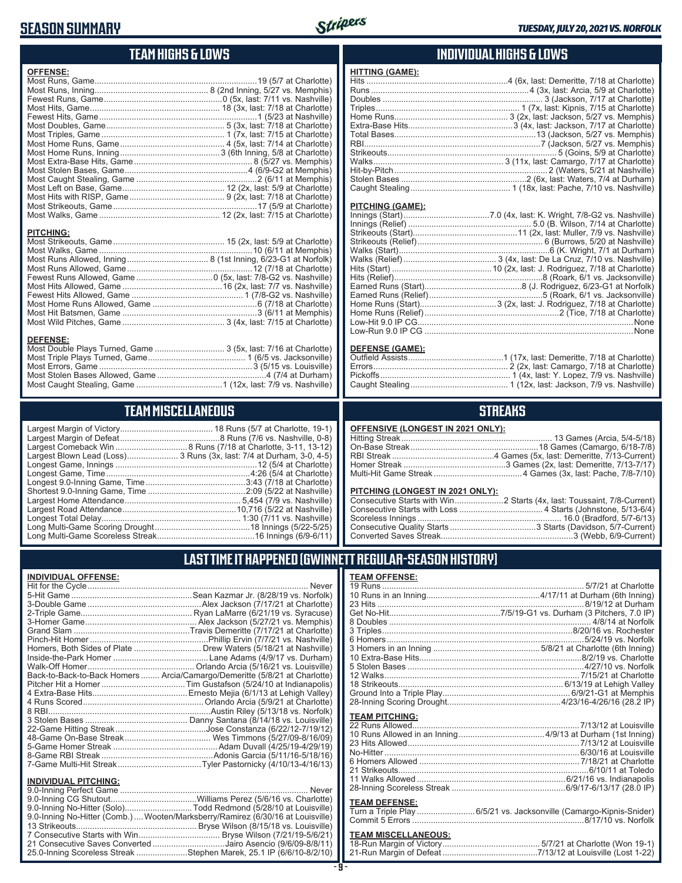# SEASON SUMMARY

*TUESDAY, JULY 20, 2021 VS. NORFOLK*

## TEAM HIGHS & LOWS

**OFFENSE:**

| | |
|---|---|
| Most Runs, Game | 19 (5/7 at Charlotte) |
| Most Runs, Inning | 8 (2nd Inning, 5/27 vs. Memphis) |
| Fewest Runs, Game | 0 (5x, last: 7/11 vs. Nashville) |
| Most Hits, Game | 18 (3x, last: 7/18 at Charlotte) |
| Fewest Hits, Game | 1 (5/23 at Nashville) |
| Most Doubles, Game | 5 (3x, last: 7/18 at Charlotte) |
| Most Triples, Game | 1 (7x, last: 7/15 at Charlotte) |
| Most Home Runs, Game | 4 (5x, last: 7/14 at Charlotte) |
| Most Home Runs, Inning | 3 (6th Inning, 5/8 at Charlotte) |
| Most Extra-Base Hits, Game | 8 (5/27 vs. Memphis) |
| Most Stolen Bases, Game | 4 (6/9-G2 at Memphis) |
| Most Caught Stealing, Game | 2 (6/11 at Memphis) |
| Most Left on Base, Game | 12 (2x, last: 5/9 at Charlotte) |
| Most Hits with RISP, Game | 9 (2x, last: 7/18 at Charlotte) |
| Most Strikeouts, Game | 17 (5/9 at Charlotte) |
| Most Walks, Game | 12 (2x, last: 7/15 at Charlotte) |

**PITCHING:**

| | |
|---|---|
| Most Strikeouts, Game | 15 (2x, last: 5/9 at Charlotte) |
| Most Walks, Game | 10 (6/11 at Memphis) |
| Most Runs Allowed, Inning | 8 (1st Inning, 6/23-G1 at Norfolk) |
| Most Runs Allowed, Game | 12 (7/18 at Charlotte) |
| Fewest Runs Allowed, Game | 0 (5x, last: 7/8-G2 vs. Nashville) |
| Most Hits Allowed, Game | 16 (2x, last: 7/7 vs. Nashville) |
| Fewest Hits Allowed, Game | 1 (7/8-G2 vs. Nashville) |
| Most Home Runs Allowed, Game | 6 (7/18 at Charlotte) |
| Most Hit Batsmen, Game | 3 (6/11 at Memphis) |
| Most Wild Pitches, Game | 3 (4x, last: 7/15 at Charlotte) |

**DEFENSE:**

| | |
|---|---|
| Most Double Plays Turned, Game | 3 (5x, last: 7/16 at Charlotte) |
| Most Triple Plays Turned, Game | 1 (6/5 vs. Jacksonville) |
| Most Errors, Game | 3 (5/15 vs. Louisville) |
| Most Stolen Bases Allowed, Game | 4 (7/4 at Durham) |
| Most Caught Stealing, Game | 1 (12x, last: 7/9 vs. Nashville) |

## INDIVIDUAL HIGHS & LOWS

**HITTING (GAME):**

| | |
|---|---|
| Hits | 4 (6x, last: Demeritte, 7/18 at Charlotte) |
| Runs | 4 (3x, last: Arcia, 5/9 at Charlotte) |
| Doubles | 3 (Jackson, 7/17 at Charlotte) |
| Triples | 1 (7x, last: Kipnis, 7/15 at Charlotte) |
| Home Runs | 3 (2x, last: Jackson, 5/27 vs. Memphis) |
| Extra-Base Hits | 3 (4x, last: Jackson, 7/17 at Charlotte) |
| Total Bases | 13 (Jackson, 5/27 vs. Memphis) |
| RBI | 7 (Jackson, 5/27 vs. Memphis) |
| Strikeouts | 5 (Goins, 5/9 at Charlotte) |
| Walks | 3 (11x, last: Camargo, 7/17 at Charlotte) |
| Hit-by-Pitch | 2 (Waters, 5/21 at Nashville) |
| Stolen Bases | 2 (6x, last: Waters, 7/4 at Durham) |
| Caught Stealing | 1 (18x, last: Pache, 7/10 vs. Nashville) |

**PITCHING (GAME):**

| | |
|---|---|
| Innings (Start) | 7.0 (4x, last: K. Wright, 7/8-G2 vs. Nashville) |
| Innings (Relief) | 5.0 (B. Wilson, 7/14 at Charlotte) |
| Strikeouts (Start) | 11 (2x, last: Muller, 7/9 vs. Nashville) |
| Strikeouts (Relief) | 6 (Burrows, 5/20 at Nashville) |
| Walks (Start) | 6 (K. Wright, 7/1 at Durham) |
| Walks (Relief) | 3 (4x, last: De La Cruz, 7/10 vs. Nashville) |
| Hits (Start) | 10 (2x, last: J. Rodriguez, 7/18 at Charlotte) |
| Hits (Relief) | 8 (Roark, 6/1 vs. Jacksonville) |
| Earned Runs (Start) | 8 (J. Rodriguez, 6/23-G1 at Norfolk) |
| Earned Runs (Relief) | 5 (Roark, 6/1 vs. Jacksonville) |
| Home Runs (Start) | 3 (2x, last: J. Rodriguez, 7/18 at Charlotte) |
| Home Runs (Relief) | 2 (Tice, 7/18 at Charlotte) |
| Low-Hit 9.0 IP CG | None |
| Low-Run 9.0 IP CG | None |

**DEFENSE (GAME):**

| | |
|---|---|
| Outfield Assists | 1 (17x, last: Demeritte, 7/18 at Charlotte) |
| Errors | 2 (2x, last: Camargo, 7/18 at Charlotte) |
| Pickoffs | 1 (4x, last: Y. Lopez, 7/9 vs. Nashville) |
| Caught Stealing | 1 (12x, last: Jackson, 7/9 vs. Nashville) |

## TEAM MISCELLANEOUS

| | |
|---|---|
| Largest Margin of Victory | 18 Runs (5/7 at Charlotte, 19-1) |
| Largest Margin of Defeat | 8 Runs (7/6 vs. Nashville, 0-8) |
| Largest Comeback Win | 8 Runs (7/18 at Charlotte, 3-11, 13-12) |
| Largest Blown Lead (Loss) | 3 Runs (3x, last: 7/4 at Durham, 3-0, 4-5) |
| Longest Game, Innings | 12 (5/4 at Charlotte) |
| Longest Game, Time | 4:26 (5/4 at Charlotte) |
| Longest 9.0-Inning Game, Time | 3:43 (7/18 at Charlotte) |
| Shortest 9.0-Inning Game, Time | 2:09 (5/22 at Nashville) |
| Largest Home Attendance | 5,454 (7/9 vs. Nashville) |
| Largest Road Attendance | 10,716 (5/22 at Nashville) |
| Longest Total Delay | 1:30 (7/11 vs. Nashville) |
| Long Multi-Game Scoring Drought | 18 Innings (5/22-5/25) |
| Long Multi-Game Scoreless Streak | 16 Innings (6/9-6/11) |

## STREAKS

**OFFENSIVE (LONGEST IN 2021 ONLY):**

| | |
|---|---|
| Hitting Streak | 13 Games (Arcia, 5/4-5/18) |
| On-Base Streak | 18 Games (Camargo, 6/18-7/8) |
| RBI Streak | 4 Games (5x, last: Demeritte, 7/13-Current) |
| Homer Streak | 3 Games (2x, last: Demeritte, 7/13-7/17) |
| Multi-Hit Game Streak | 4 Games (3x, last: Pache, 7/8-7/10) |

**PITCHING (LONGEST IN 2021 ONLY):**

| | |
|---|---|
| Consecutive Starts with Win | 2 Starts (4x, last: Toussaint, 7/8-Current) |
| Consecutive Starts with Loss | 4 Starts (Johnstone, 5/13-6/4) |
| Scoreless Innings | 16.0 (Bradford, 5/7-6/13) |
| Consecutive Quality Starts | 3 Starts (Davidson, 5/7-Current) |
| Converted Saves Streak | 3 (Webb, 6/9-Current) |

## LAST TIME IT HAPPENED (GWINNETT REGULAR-SEASON HISTORY)

**INDIVIDUAL OFFENSE:**

| | |
|---|---|
| Hit for the Cycle | Never |
| 5-Hit Game | Sean Kazmar Jr. (8/28/19 vs. Norfolk) |
| 3-Double Game | Alex Jackson (7/17/21 at Charlotte) |
| 2-Triple Game | Ryan LaMarre (6/21/19 vs. Syracuse) |
| 3-Homer Game | Alex Jackson (5/27/21 vs. Memphis) |
| Grand Slam | Travis Demeritte (7/17/21 at Charlotte) |
| Pinch-Hit Homer | Phillip Ervin (7/7/21 vs. Nashville) |
| Homers, Both Sides of Plate | Drew Waters (5/18/21 at Nashville) |
| Inside-the-Park Homer | Lane Adams (4/9/17 vs. Durham) |
| Walk-Off Homer | Orlando Arcia (5/16/21 vs. Louisville) |
| Back-to-Back-to-Back Homers | Arcia/Camargo/Demeritte (5/8/21 at Charlotte) |
| Pitcher Hit a Homer | Tim Gustafson (5/24/10 at Indianapolis) |
| 4 Extra-Base Hits | Ernesto Mejia (6/1/13 at Lehigh Valley) |
| 4 Runs Scored | Orlando Arcia (5/9/21 at Charlotte) |
| 8 RBI | Austin Riley (5/13/18 vs. Norfolk) |
| 3 Stolen Bases | Danny Santana (8/14/18 vs. Louisville) |
| 22-Game Hitting Streak | Jose Constanza (6/22/12-7/19/12) |
| 48-Game On-Base Streak | Wes Timmons (5/27/09-8/16/09) |
| 5-Game Homer Streak | Adam Duvall (4/25/19-4/29/19) |
| 8-Game RBI Streak | Adonis Garcia (5/11/16-5/18/16) |
| 7-Game Multi-Hit Streak | Tyler Pastornicky (4/10/13-4/16/13) |

**INDIVIDUAL PITCHING:**

| | |
|---|---|
| 9.0-Inning Perfect Game | Never |
| 9.0-Inning CG Shutout | Williams Perez (5/6/16 vs. Charlotte) |
| 9.0-Inning No-Hitter (Solo) | Todd Redmond (5/28/10 at Louisville) |
| 9.0-Inning No-Hitter (Comb.) | Wooten/Marksberry/Ramirez (6/30/16 at Louisville) |
| 13 Strikeouts | Bryse Wilson (8/15/18 vs. Louisville) |
| 7 Consecutive Starts with Win | Bryse Wilson (7/21/19-5/6/21) |
| 21 Consecutive Saves Converted | Jairo Asencio (9/6/09-8/8/11) |
| 25.0-Inning Scoreless Streak | Stephen Marek, 25.1 IP (6/6/10-8/2/10) |

**TEAM OFFENSE:**

| | |
|---|---|
| 19 Runs | 5/7/21 at Charlotte |
| 10 Runs in an Inning | 4/17/11 at Durham (6th Inning) |
| 23 Hits | 8/19/12 at Durham |
| Get No-Hit | 7/5/19-G1 vs. Durham (3 Pitchers, 7.0 IP) |
| 8 Doubles | 4/8/14 at Norfolk |
| 3 Triples | 8/20/16 vs. Rochester |
| 6 Homers | 5/24/19 vs. Norfolk |
| 3 Homers in an Inning | 5/8/21 at Charlotte (6th Inning) |
| 10 Extra-Base Hits | 8/2/19 vs. Charlotte |
| 5 Stolen Bases | 4/27/10 vs. Norfolk |
| 12 Walks | 7/15/21 at Charlotte |
| 18 Strikeouts | 6/13/19 at Lehigh Valley |
| Ground Into a Triple Play | 6/9/21-G1 at Memphis |
| 28-Inning Scoring Drought | 4/23/16-4/26/16 (28.2 IP) |

**TEAM PITCHING:**

| | |
|---|---|
| 22 Runs Allowed | 7/13/12 at Louisville |
| 10 Runs Allowed in an Inning | 4/9/13 at Durham (1st Inning) |
| 23 Hits Allowed | 7/13/12 at Louisville |
| No-Hitter | 6/30/16 at Louisville |
| 6 Homers Allowed | 7/18/21 at Charlotte |
| 21 Strikeouts | 6/10/11 at Toledo |
| 11 Walks Allowed | 6/21/16 vs. Indianapolis |
| 28-Inning Scoreless Streak | 6/9/17-6/13/17 (28.0 IP) |

**TEAM DEFENSE:**

| | |
|---|---|
| Turn a Triple Play | 6/5/21 vs. Jacksonville (Camargo-Kipnis-Snider) |
| Commit 5 Errors | 8/17/10 vs. Norfolk |

**TEAM MISCELLANEOUS:**

| | |
|---|---|
| 18-Run Margin of Victory | 5/7/21 at Charlotte (Won 19-1) |
| 21-Run Margin of Defeat | 7/13/12 at Louisville (Lost 1-22) |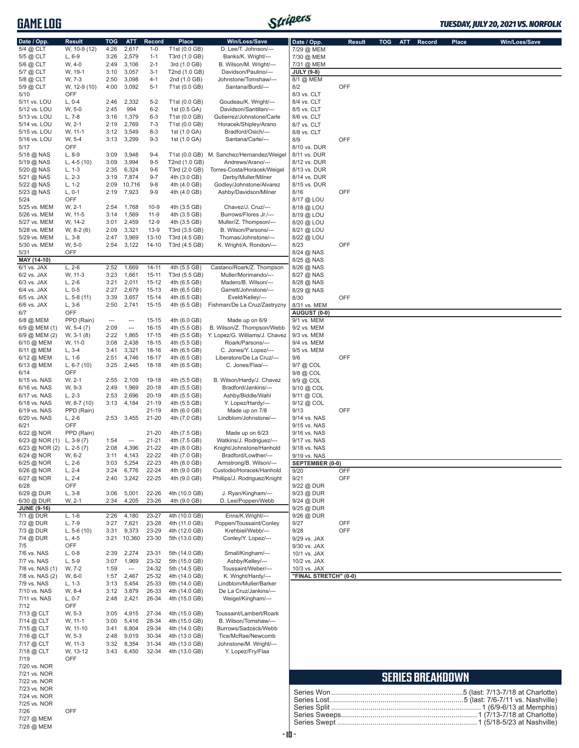# GAME LOG

*TUESDAY, JULY 20, 2021 VS. NORFOLK*

| Date / Opp. | Result | TOG | ATT | Record | Place | Win/Loss/Save |
|---|---|---|---|---|---|---|
| 5/4 @ CLT | W, 10-9 (12) | 4:26 | 2,617 | 1-0 | T1st (0.0 GB) | D. Lee/T. Johnson/--- |
| 5/5 @ CLT | L, 6-9 | 3:26 | 2,579 | 1-1 | T3rd (1.0 GB) | Banks/K. Wright/--- |
| 5/6 @ CLT | W, 4-0 | 2:49 | 3,106 | 2-1 | 3rd (1.0 GB) | B. Wilson/M. Wright/--- |
| 5/7 @ CLT | W, 19-1 | 3:10 | 3,057 | 3-1 | T2nd (1.0 GB) | Davidson/Paulino/--- |
| 5/8 @ CLT | W, 7-3 | 2:50 | 3,098 | 4-1 | 2nd (1.0 GB) | Johnstone/Tomshaw/--- |
| 5/9 @ CLT | W, 12-9 (10) | 4:00 | 3,092 | 5-1 | T1st (0.0 GB) | Santana/Burdi/--- |
| 5/10 | OFF | | | | | |
| 5/11 vs. LOU | L, 0-4 | 2:46 | 2,332 | 5-2 | T1st (0.0 GB) | Goudeau/K. Wright/--- |
| 5/12 vs. LOU | W, 5-0 | 2:45 | 994 | 6-2 | 1st (0.5 GA) | Davidson/Santillan/--- |
| 5/13 vs. LOU | L, 7-8 | 3:16 | 1,379 | 6-3 | T1st (0.0 GB) | Gutierrez/Johnstone/Carle |
| 5/14 vs. LOU | W, 2-1 | 2:19 | 2,769 | 7-3 | T1st (0.0 GB) | Horacek/Shipley/Arano |
| 5/15 vs. LOU | W, 11-1 | 3:12 | 3,549 | 8-3 | 1st (1.0 GA) | Bradford/Osich/--- |
| 5/16 vs. LOU | W, 5-4 | 3:13 | 3,299 | 9-3 | 1st (1.0 GA) | Santana/Carle/--- |
| 5/17 | OFF | | | | | |
| 5/18 @ NAS | L, 8-9 | 3:09 | 3,948 | 9-4 | T1st (0.0 GB) | M. Sanchez/Hernandez/Weigel |
| 5/19 @ NAS | L, 4-5 (10) | 3:09 | 3,994 | 9-5 | T2nd (1.0 GB) | Andrews/Arano/--- |
| 5/20 @ NAS | L, 1-3 | 2:35 | 6,324 | 9-6 | T3rd (2.0 GB) | Torres-Costa/Horacek/Weigel |
| 5/21 @ NAS | L, 2-3 | 3:19 | 7,874 | 9-7 | 4th (3.0 GB) | Derby/Muller/Milner |
| 5/22 @ NAS | L, 1-2 | 2:09 | 10,716 | 9-8 | 4th (4.0 GB) | Godley/Johnstone/Alvarez |
| 5/23 @ NAS | L, 0-1 | 2:19 | 7,923 | 9-9 | 4th (4.0 GB) | Ashby/Davidson/Milner |
| 5/24 | OFF | | | | | |
| 5/25 vs. MEM | W, 2-1 | 2:54 | 1,768 | 10-9 | 4th (3.5 GB) | Chavez/J. Cruz/--- |
| 5/26 vs. MEM | W, 11-5 | 3:14 | 1,569 | 11-9 | 4th (3.5 GB) | Burrows/Flores Jr./--- |
| 5/27 vs. MEM | W, 14-2 | 3:01 | 2,459 | 12-9 | 4th (3.5 GB) | Muller/Z. Thompson/--- |
| 5/28 vs. MEM | W, 8-2 (6) | 2:09 | 3,321 | 13-9 | T3rd (3.5 GB) | B. Wilson/Parsons/--- |
| 5/29 vs. MEM | L, 3-8 | 2:47 | 3,969 | 13-10 | T3rd (4.5 GB) | Thomas/Johnstone/--- |
| 5/30 vs. MEM | W, 5-0 | 2:54 | 3,122 | 14-10 | T3rd (4.5 GB) | K. Wright/A. Rondon/--- |
| 5/31 | OFF | | | | | |
| **MAY (14-10)** | | | | | | |
| 6/1 vs. JAX | L, 2-6 | 2:52 | 1,669 | 14-11 | 4th (5.5 GB) | Castano/Roark/Z. Thompson |
| 6/2 vs. JAX | W, 11-3 | 3:23 | 1,661 | 15-11 | T3rd (5.5 GB) | Muller/Morimando/--- |
| 6/3 vs. JAX | L, 2-6 | 3:21 | 2,011 | 15-12 | 4th (6.5 GB) | Madero/B. Wilson/--- |
| 6/4 vs. JAX | L, 0-5 | 2:27 | 2,679 | 15-13 | 4th (6.5 GB) | Garrett/Johnstone/--- |
| 6/5 vs. JAX | L, 5-8 (11) | 3:39 | 3,657 | 15-14 | 4th (6.5 GB) | Eveld/Kelley/--- |
| 6/6 vs. JAX | L, 3-6 | 2:50 | 2,741 | 15-15 | 4th (6.5 GB) | Fishman/De La Cruz/Zastryzny |
| 6/7 | OFF | | | | | |
| 6/8 @ MEM | PPD (Rain) | --- | --- | 15-15 | 4th (6.0 GB) | Made up on 6/9 |
| 6/9 @ MEM (1) | W, 5-4 (7) | 2:09 | --- | 16-15 | 4th (5.5 GB) | B. Wilson/Z. Thompson/Webb |
| 6/9 @ MEM (2) | W, 3-1 (8) | 2:22 | 1,865 | 17-15 | 4th (5.5 GB) | Y. Lopez/G. Williams/J. Chavez |
| 6/10 @ MEM | W, 11-0 | 3:08 | 2,438 | 18-15 | 4th (5.5 GB) | Roark/Parsons/--- |
| 6/11 @ MEM | L, 3-4 | 3:41 | 3,321 | 18-16 | 4th (6.5 GB) | C. Jones/Y. Lopez/--- |
| 6/12 @ MEM | L, 1-6 | 2:51 | 4,746 | 18-17 | 4th (6.5 GB) | Liberatore/De La Cruz/--- |
| 6/13 @ MEM | L, 6-7 (10) | 3:25 | 2,445 | 18-18 | 4th (6.5 GB) | C. Jones/Flaa/--- |
| 6/14 | OFF | | | | | |
| 6/15 vs. NAS | W, 2-1 | 2:55 | 2,109 | 19-18 | 4th (5.5 GB) | B. Wilson/Hardy/J. Chavez |
| 6/16 vs. NAS | W, 9-3 | 2:49 | 1,969 | 20-18 | 4th (5.5 GB) | Bradford/Jankins/--- |
| 6/17 vs. NAS | L, 2-3 | 2:53 | 2,696 | 20-19 | 4th (5.5 GB) | Ashby/Biddle/Wahl |
| 6/18 vs. NAS | W, 8-7 (10) | 3:13 | 4,184 | 21-19 | 4th (5.5 GB) | Y. Lopez/Hardy/--- |
| 6/19 vs. NAS | PPD (Rain) | | | 21-19 | 4th (6.0 GB) | Made up on 7/8 |
| 6/20 vs. NAS | L, 2-6 | 2:53 | 3,455 | 21-20 | 4th (7.0 GB) | Lindblom/Johnstone/--- |
| 6/21 | OFF | | | | | |
| 6/22 @ NOR | PPD (Rain) | | | 21-20 | 4th (7.5 GB) | Made up on 6/23 |
| 6/23 @ NOR (1) | L, 3-9 (7) | 1:54 | --- | 21-21 | 4th (7.5 GB) | Watkins/J. Rodriguez/--- |
| 6/23 @ NOR (2) | L, 2-5 (7) | 2:08 | 4,396 | 21-22 | 4th (8.0 GB) | Knight/Johnstone/Hanhold |
| 6/24 @ NOR | W, 6-2 | 3:11 | 4,143 | 22-22 | 4th (7.0 GB) | Bradford/Lowther/--- |
| 6/25 @ NOR | L, 2-6 | 3:03 | 5,254 | 22-23 | 4th (8.0 GB) | Armstrong/B. Wilson/--- |
| 6/26 @ NOR | L, 2-4 | 3:24 | 6,776 | 22-24 | 4th (9.0 GB) | Custodio/Horacek/Hanhold |
| 6/27 @ NOR | L, 2-4 | 2:40 | 3,242 | 22-25 | 4th (9.0 GB) | Phillips/J. Rodriguez/Knight |
| 6/28 | OFF | | | | | |
| 6/29 @ DUR | L, 3-8 | 3:06 | 5,001 | 22-26 | 4th (10.0 GB) | J. Ryan/Kingham/--- |
| 6/30 @ DUR | W, 2-1 | 2:34 | 4,205 | 23-26 | 4th (9.0 GB) | D. Lee/Poppen/Webb |
| **JUNE (9-16)** | | | | | | |
| 7/1 @ DUR | L, 1-6 | 2:26 | 4,180 | 23-27 | 4th (10.0 GB) | Enns/K.Wright/--- |
| 7/2 @ DUR | L, 7-9 | 3:27 | 7,621 | 23-28 | 4th (11.0 GB) | Poppen/Toussaint/Conley |
| 7/3 @ DUR | L, 5-6 (10) | 3:31 | 9,373 | 23-29 | 4th (12.0 GB) | Krehbiel/Webb/--- |
| 7/4 @ DUR | L, 4-5 | 3:21 | 10,360 | 23-30 | 5th (13.0 GB) | Conley/Y. Lopez/--- |
| 7/5 | OFF | | | | | |
| 7/6 vs. NAS | L, 0-8 | 2:39 | 2,274 | 23-31 | 5th (14.0 GB) | Small/Kingham/--- |
| 7/7 vs. NAS | L, 5-9 | 3:07 | 1,969 | 23-32 | 5th (15.0 GB) | Ashby/Kelley/--- |
| 7/8 vs. NAS (1) | W, 7-2 | 1:59 | --- | 24-32 | 5th (14.5 GB) | Toussaint/Weber/--- |
| 7/8 vs. NAS (2) | W, 6-0 | 1:57 | 2,467 | 25-32 | 4th (14.0 GB) | K. Wright/Hardy/--- |
| 7/9 vs. NAS | L, 1-3 | 3:13 | 5,454 | 25-33 | 6th (14.0 GB) | Lindblom/Muller/Barker |
| 7/10 vs. NAS | W, 8-4 | 3:12 | 3,879 | 26-33 | 4th (14.0 GB) | De La Cruz/Jankins/--- |
| 7/11 vs. NAS | L, 0-7 | 2:48 | 2,421 | 26-34 | 4th (15.0 GB) | Weigel/Kingham/--- |
| 7/12 | OFF | | | | | |
| 7/13 @ CLT | W, 5-3 | 3:05 | 4,915 | 27-34 | 4th (15.0 GB) | Toussaint/Lambert/Roark |
| 7/14 @ CLT | W, 11-1 | 3:00 | 5,416 | 28-34 | 4th (15.0 GB) | B. Wilson/Tomshaw/--- |
| 7/15 @ CLT | W, 11-10 | 3:41 | 6,804 | 29-34 | 4th (14.0 GB) | Burrows/Sadzeck/Webb |
| 7/16 @ CLT | W, 5-3 | 2:48 | 9,019 | 30-34 | 4th (13.0 GB) | Tice/McRae/Newcomb |
| 7/17 @ CLT | W, 11-3 | 3:32 | 8,354 | 31-34 | 4th (13.0 GB) | Johnstone/M. Wright/--- |
| 7/18 @ CLT | W, 13-12 | 3:43 | 6,450 | 32-34 | 4th (13.0 GB) | Y. Lopez/Fry/Flaa |
| 7/19 | OFF | | | | | |
| 7/20 vs. NOR | | | | | | |
| 7/21 vs. NOR | | | | | | |
| 7/22 vs. NOR | | | | | | |
| 7/23 vs. NOR | | | | | | |
| 7/24 vs. NOR | | | | | | |
| 7/25 vs. NOR | | | | | | |
| 7/26 | OFF | | | | | |
| 7/27 @ MEM | | | | | | |
| 7/28 @ MEM | | | | | | |

| Date / Opp. | Result | TOG | ATT | Record | Place | Win/Loss/Save |
|---|---|---|---|---|---|---|
| 7/29 @ MEM | | | | | | |
| 7/30 @ MEM | | | | | | |
| 7/31 @ MEM | | | | | | |
| **JULY (9-8)** | | | | | | |
| 8/1 @ MEM | | | | | | |
| 8/2 | OFF | | | | | |
| 8/3 vs. CLT | | | | | | |
| 8/4 vs. CLT | | | | | | |
| 8/5 vs. CLT | | | | | | |
| 8/6 vs. CLT | | | | | | |
| 8/7 vs. CLT | | | | | | |
| 8/8 vs. CLT | | | | | | |
| 8/9 | OFF | | | | | |
| 8/10 vs. DUR | | | | | | |
| 8/11 vs. DUR | | | | | | |
| 8/12 vs. DUR | | | | | | |
| 8/13 vs. DUR | | | | | | |
| 8/14 vs. DUR | | | | | | |
| 8/15 vs. DUR | | | | | | |
| 8/16 | OFF | | | | | |
| 8/17 @ LOU | | | | | | |
| 8/18 @ LOU | | | | | | |
| 8/19 @ LOU | | | | | | |
| 8/20 @ LOU | | | | | | |
| 8/21 @ LOU | | | | | | |
| 8/22 @ LOU | | | | | | |
| 8/23 | OFF | | | | | |
| 8/24 @ NAS | | | | | | |
| 8/25 @ NAS | | | | | | |
| 8/26 @ NAS | | | | | | |
| 8/27 @ NAS | | | | | | |
| 8/28 @ NAS | | | | | | |
| 8/29 @ NAS | | | | | | |
| 8/30 | OFF | | | | | |
| 8/31 vs. MEM | | | | | | |
| **AUGUST (0-0)** | | | | | | |
| 9/1 vs. MEM | | | | | | |
| 9/2 vs. MEM | | | | | | |
| 9/3 vs. MEM | | | | | | |
| 9/4 vs. MEM | | | | | | |
| 9/5 vs. MEM | | | | | | |
| 9/6 | OFF | | | | | |
| 9/7 @ COL | | | | | | |
| 9/8 @ COL | | | | | | |
| 9/9 @ COL | | | | | | |
| 9/10 @ COL | | | | | | |
| 9/11 @ COL | | | | | | |
| 9/12 @ COL | | | | | | |
| 9/13 | OFF | | | | | |
| 9/14 vs. NAS | | | | | | |
| 9/15 vs. NAS | | | | | | |
| 9/16 vs. NAS | | | | | | |
| 9/17 vs. NAS | | | | | | |
| 9/18 vs. NAS | | | | | | |
| 9/19 vs. NAS | | | | | | |
| **SEPTEMBER (0-0)** | | | | | | |
| 9/20 | OFF | | | | | |
| 9/21 | OFF | | | | | |
| 9/22 @ DUR | | | | | | |
| 9/23 @ DUR | | | | | | |
| 9/24 @ DUR | | | | | | |
| 9/25 @ DUR | | | | | | |
| 9/26 @ DUR | | | | | | |
| 9/27 | OFF | | | | | |
| 9/28 | OFF | | | | | |
| 9/29 vs. JAX | | | | | | |
| 9/30 vs. JAX | | | | | | |
| 10/1 vs. JAX | | | | | | |
| 10/2 vs. JAX | | | | | | |
| 10/3 vs. JAX | | | | | | |
| **"FINAL STRETCH" (0-0)** | | | | | | |

## SERIES BREAKDOWN

Series Won....5 (last: 7/13-7/18 at Charlotte)
Series Lost....5 (last: 7/6-7/11 vs. Nashville)
Series Split....1 (6/9-6/13 at Memphis)
Series Sweeps....1 (7/13-7/18 at Charlotte)
Series Swept....1 (5/18-5/23 at Nashville)